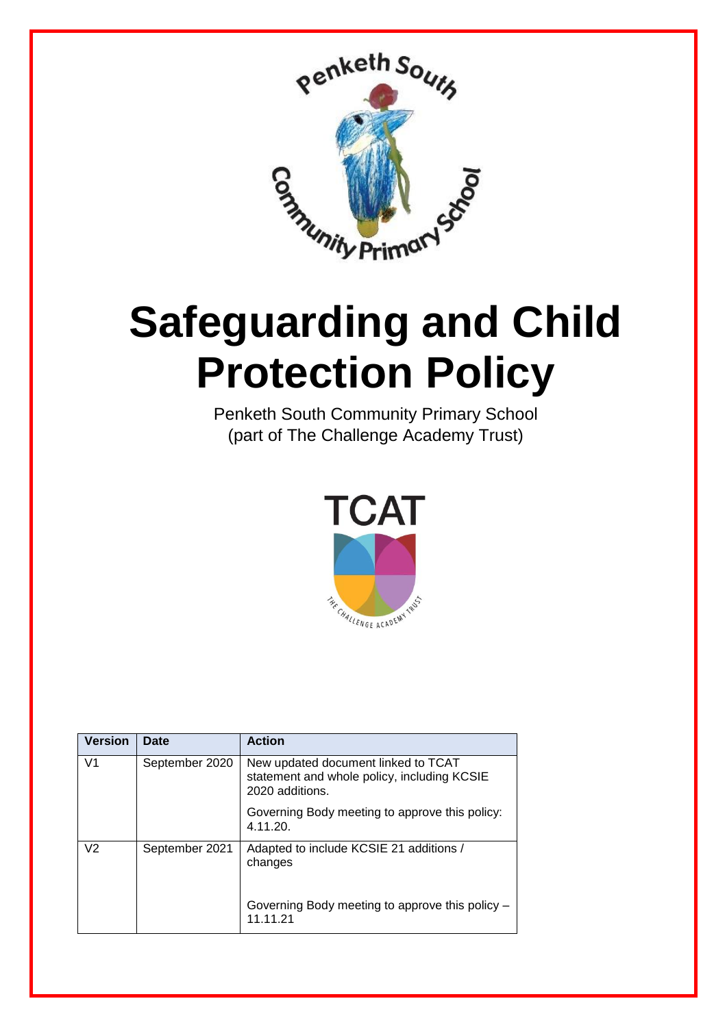# Safeguarding and Child Protection Policy

Penketh South Community Primary School
(part of The Challenge Academy Trust)

| Version | Date | Action |
|---|---|---|
| V1 | September 2020 | New updated document linked to TCAT statement and whole policy, including KCSIE 2020 additions.<br><br>Governing Body meeting to approve this policy: 4.11.20. |
| V2 | September 2021 | Adapted to include KCSIE 21 additions / changes<br><br>Governing Body meeting to approve this policy – 11.11.21 |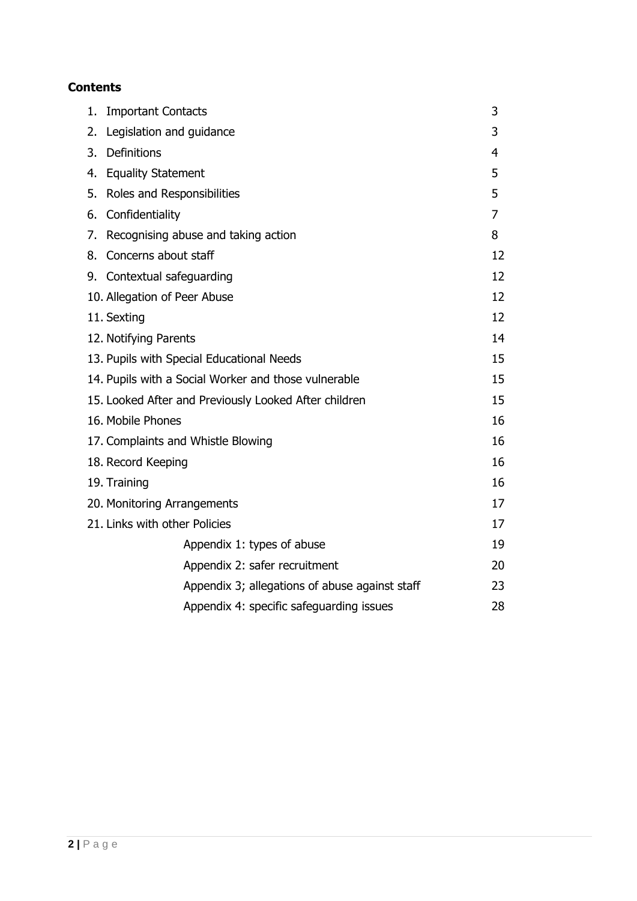**Contents**

| | |
|---|---|
| 1. Important Contacts | 3 |
| 2. Legislation and guidance | 3 |
| 3. Definitions | 4 |
| 4. Equality Statement | 5 |
| 5. Roles and Responsibilities | 5 |
| 6. Confidentiality | 7 |
| 7. Recognising abuse and taking action | 8 |
| 8. Concerns about staff | 12 |
| 9. Contextual safeguarding | 12 |
| 10. Allegation of Peer Abuse | 12 |
| 11. Sexting | 12 |
| 12. Notifying Parents | 14 |
| 13. Pupils with Special Educational Needs | 15 |
| 14. Pupils with a Social Worker and those vulnerable | 15 |
| 15. Looked After and Previously Looked After children | 15 |
| 16. Mobile Phones | 16 |
| 17. Complaints and Whistle Blowing | 16 |
| 18. Record Keeping | 16 |
| 19. Training | 16 |
| 20. Monitoring Arrangements | 17 |
| 21. Links with other Policies | 17 |
| Appendix 1: types of abuse | 19 |
| Appendix 2: safer recruitment | 20 |
| Appendix 3; allegations of abuse against staff | 23 |
| Appendix 4: specific safeguarding issues | 28 |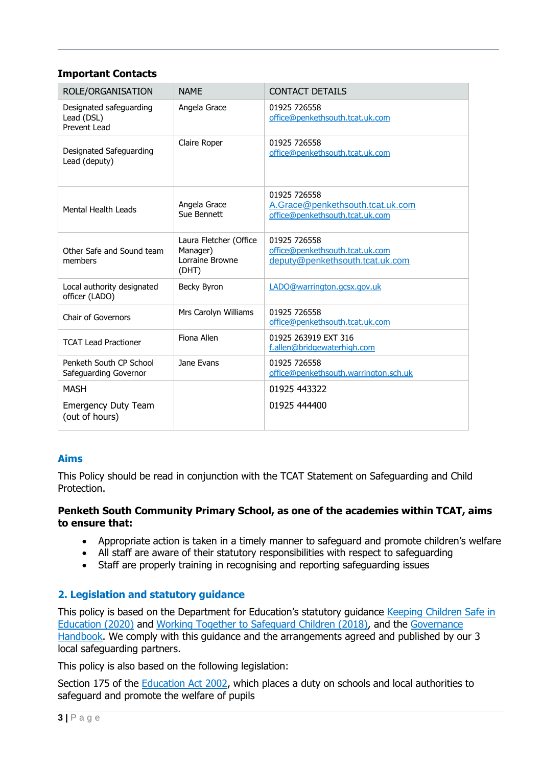**Important Contacts**

| ROLE/ORGANISATION | NAME | CONTACT DETAILS |
|---|---|---|
| Designated safeguarding Lead (DSL)<br>Prevent Lead | Angela Grace | 01925 726558<br>office@penkethsouth.tcat.uk.com |
| Designated Safeguarding Lead (deputy) | Claire Roper | 01925 726558<br>office@penkethsouth.tcat.uk.com |
| Mental Health Leads | Angela Grace<br>Sue Bennett | 01925 726558<br>A.Grace@penkethsouth.tcat.uk.com<br>office@penkethsouth.tcat.uk.com |
| Other Safe and Sound team members | Laura Fletcher (Office Manager)<br>Lorraine Browne (DHT) | 01925 726558<br>office@penkethsouth.tcat.uk.com<br>deputy@penkethsouth.tcat.uk.com |
| Local authority designated officer (LADO) | Becky Byron | LADO@warrington.gcsx.gov.uk |
| Chair of Governors | Mrs Carolyn Williams | 01925 726558<br>office@penkethsouth.tcat.uk.com |
| TCAT Lead Practioner | Fiona Allen | 01925 263919 EXT 316<br>f.allen@bridgewaterhigh.com |
| Penketh South CP School Safeguarding Governor | Jane Evans | 01925 726558<br>office@penkethsouth.warrington.sch.uk |
| MASH<br>Emergency Duty Team (out of hours) | | 01925 443322<br>01925 444400 |

## Aims

This Policy should be read in conjunction with the TCAT Statement on Safeguarding and Child Protection.

**Penketh South Community Primary School, as one of the academies within TCAT, aims to ensure that:**

- Appropriate action is taken in a timely manner to safeguard and promote children's welfare
- All staff are aware of their statutory responsibilities with respect to safeguarding
- Staff are properly training in recognising and reporting safeguarding issues

## 2. Legislation and statutory guidance

This policy is based on the Department for Education's statutory guidance Keeping Children Safe in Education (2020) and Working Together to Safeguard Children (2018), and the Governance Handbook. We comply with this guidance and the arrangements agreed and published by our 3 local safeguarding partners.

This policy is also based on the following legislation:

Section 175 of the Education Act 2002, which places a duty on schools and local authorities to safeguard and promote the welfare of pupils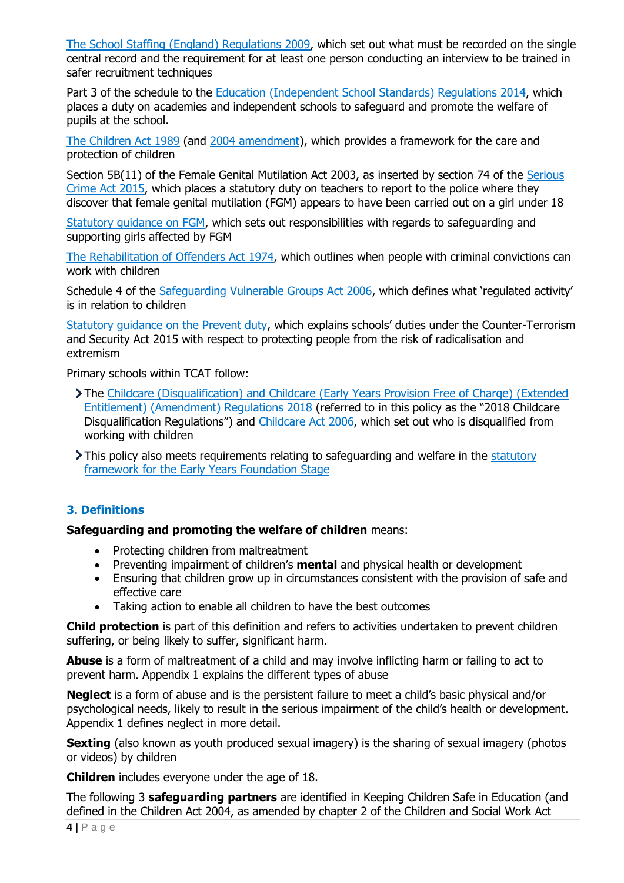[The School Staffing (England) Regulations 2009](), which set out what must be recorded on the single central record and the requirement for at least one person conducting an interview to be trained in safer recruitment techniques

Part 3 of the schedule to the [Education (Independent School Standards) Regulations 2014](), which places a duty on academies and independent schools to safeguard and promote the welfare of pupils at the school.

[The Children Act 1989]() (and [2004 amendment]()), which provides a framework for the care and protection of children

Section 5B(11) of the Female Genital Mutilation Act 2003, as inserted by section 74 of the [Serious Crime Act 2015](), which places a statutory duty on teachers to report to the police where they discover that female genital mutilation (FGM) appears to have been carried out on a girl under 18

[Statutory guidance on FGM](), which sets out responsibilities with regards to safeguarding and supporting girls affected by FGM

[The Rehabilitation of Offenders Act 1974](), which outlines when people with criminal convictions can work with children

Schedule 4 of the [Safeguarding Vulnerable Groups Act 2006](), which defines what 'regulated activity' is in relation to children

[Statutory guidance on the Prevent duty](), which explains schools' duties under the Counter-Terrorism and Security Act 2015 with respect to protecting people from the risk of radicalisation and extremism

Primary schools within TCAT follow:

- The [Childcare (Disqualification) and Childcare (Early Years Provision Free of Charge) (Extended Entitlement) (Amendment) Regulations 2018]() (referred to in this policy as the "2018 Childcare Disqualification Regulations") and [Childcare Act 2006](), which set out who is disqualified from working with children
- This policy also meets requirements relating to safeguarding and welfare in the [statutory framework for the Early Years Foundation Stage]()

## 3. Definitions

**Safeguarding and promoting the welfare of children** means:

- Protecting children from maltreatment
- Preventing impairment of children's **mental** and physical health or development
- Ensuring that children grow up in circumstances consistent with the provision of safe and effective care
- Taking action to enable all children to have the best outcomes

**Child protection** is part of this definition and refers to activities undertaken to prevent children suffering, or being likely to suffer, significant harm.

**Abuse** is a form of maltreatment of a child and may involve inflicting harm or failing to act to prevent harm. Appendix 1 explains the different types of abuse

**Neglect** is a form of abuse and is the persistent failure to meet a child's basic physical and/or psychological needs, likely to result in the serious impairment of the child's health or development. Appendix 1 defines neglect in more detail.

**Sexting** (also known as youth produced sexual imagery) is the sharing of sexual imagery (photos or videos) by children

**Children** includes everyone under the age of 18.

The following 3 **safeguarding partners** are identified in Keeping Children Safe in Education (and defined in the Children Act 2004, as amended by chapter 2 of the Children and Social Work Act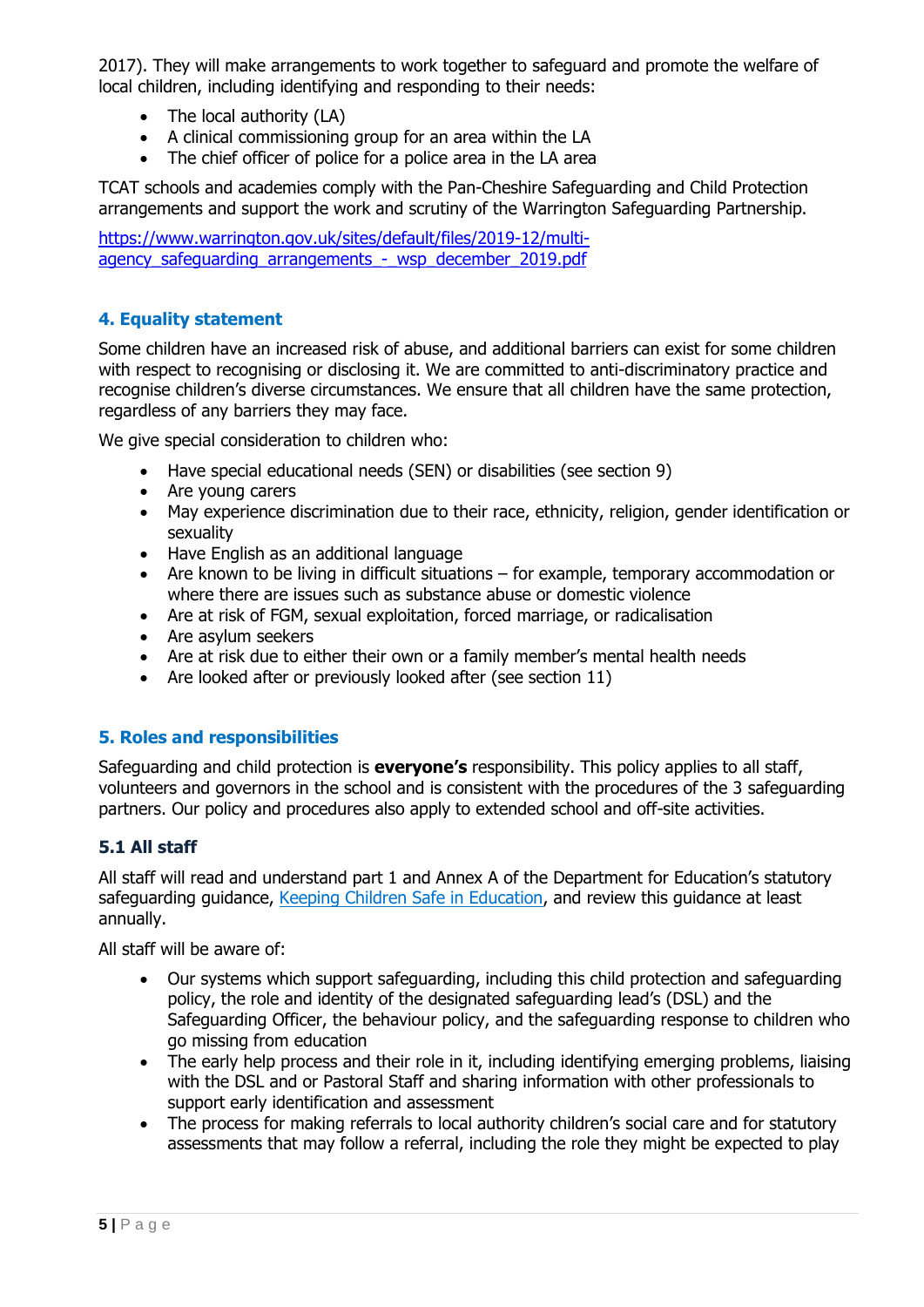2017). They will make arrangements to work together to safeguard and promote the welfare of local children, including identifying and responding to their needs:

- The local authority (LA)
- A clinical commissioning group for an area within the LA
- The chief officer of police for a police area in the LA area

TCAT schools and academies comply with the Pan-Cheshire Safeguarding and Child Protection arrangements and support the work and scrutiny of the Warrington Safeguarding Partnership.

[https://www.warrington.gov.uk/sites/default/files/2019-12/multi-agency_safeguarding_arrangements_-_wsp_december_2019.pdf](https://www.warrington.gov.uk/sites/default/files/2019-12/multi-agency_safeguarding_arrangements_-_wsp_december_2019.pdf)

## 4. Equality statement

Some children have an increased risk of abuse, and additional barriers can exist for some children with respect to recognising or disclosing it. We are committed to anti-discriminatory practice and recognise children's diverse circumstances. We ensure that all children have the same protection, regardless of any barriers they may face.

We give special consideration to children who:

- Have special educational needs (SEN) or disabilities (see section 9)
- Are young carers
- May experience discrimination due to their race, ethnicity, religion, gender identification or sexuality
- Have English as an additional language
- Are known to be living in difficult situations – for example, temporary accommodation or where there are issues such as substance abuse or domestic violence
- Are at risk of FGM, sexual exploitation, forced marriage, or radicalisation
- Are asylum seekers
- Are at risk due to either their own or a family member's mental health needs
- Are looked after or previously looked after (see section 11)

## 5. Roles and responsibilities

Safeguarding and child protection is **everyone's** responsibility. This policy applies to all staff, volunteers and governors in the school and is consistent with the procedures of the 3 safeguarding partners. Our policy and procedures also apply to extended school and off-site activities.

### 5.1 All staff

All staff will read and understand part 1 and Annex A of the Department for Education's statutory safeguarding guidance, [Keeping Children Safe in Education](), and review this guidance at least annually.

All staff will be aware of:

- Our systems which support safeguarding, including this child protection and safeguarding policy, the role and identity of the designated safeguarding lead's (DSL) and the Safeguarding Officer, the behaviour policy, and the safeguarding response to children who go missing from education
- The early help process and their role in it, including identifying emerging problems, liaising with the DSL and or Pastoral Staff and sharing information with other professionals to support early identification and assessment
- The process for making referrals to local authority children's social care and for statutory assessments that may follow a referral, including the role they might be expected to play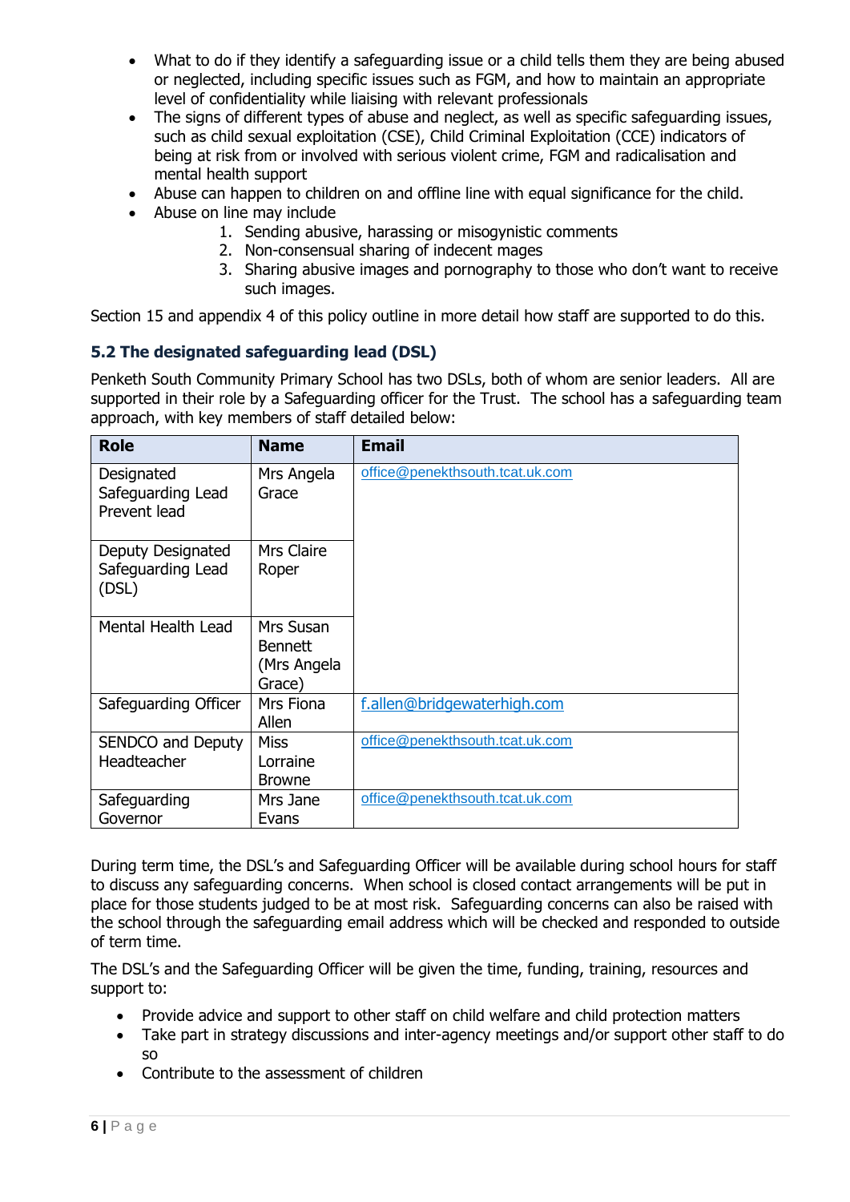- What to do if they identify a safeguarding issue or a child tells them they are being abused or neglected, including specific issues such as FGM, and how to maintain an appropriate level of confidentiality while liaising with relevant professionals
- The signs of different types of abuse and neglect, as well as specific safeguarding issues, such as child sexual exploitation (CSE), Child Criminal Exploitation (CCE) indicators of being at risk from or involved with serious violent crime, FGM and radicalisation and mental health support
- Abuse can happen to children on and offline line with equal significance for the child.
- Abuse on line may include
    1. Sending abusive, harassing or misogynistic comments
    2. Non-consensual sharing of indecent mages
    3. Sharing abusive images and pornography to those who don't want to receive such images.

Section 15 and appendix 4 of this policy outline in more detail how staff are supported to do this.

### 5.2 The designated safeguarding lead (DSL)

Penketh South Community Primary School has two DSLs, both of whom are senior leaders. All are supported in their role by a Safeguarding officer for the Trust. The school has a safeguarding team approach, with key members of staff detailed below:

| Role | Name | Email |
|---|---|---|
| Designated Safeguarding Lead Prevent lead | Mrs Angela Grace | office@penekthsouth.tcat.uk.com |
| Deputy Designated Safeguarding Lead (DSL) | Mrs Claire Roper | |
| Mental Health Lead | Mrs Susan Bennett (Mrs Angela Grace) | |
| Safeguarding Officer | Mrs Fiona Allen | f.allen@bridgewaterhigh.com |
| SENDCO and Deputy Headteacher | Miss Lorraine Browne | office@penekthsouth.tcat.uk.com |
| Safeguarding Governor | Mrs Jane Evans | office@penekthsouth.tcat.uk.com |

During term time, the DSL's and Safeguarding Officer will be available during school hours for staff to discuss any safeguarding concerns. When school is closed contact arrangements will be put in place for those students judged to be at most risk. Safeguarding concerns can also be raised with the school through the safeguarding email address which will be checked and responded to outside of term time.

The DSL's and the Safeguarding Officer will be given the time, funding, training, resources and support to:

- Provide advice and support to other staff on child welfare and child protection matters
- Take part in strategy discussions and inter-agency meetings and/or support other staff to do so
- Contribute to the assessment of children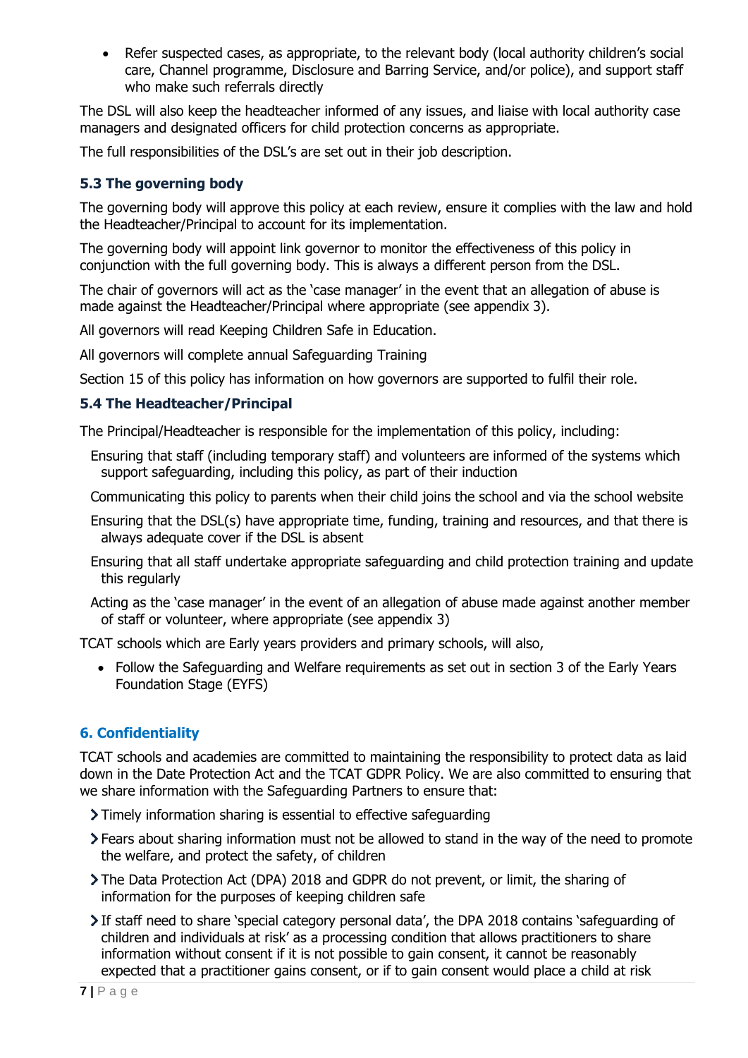- Refer suspected cases, as appropriate, to the relevant body (local authority children's social care, Channel programme, Disclosure and Barring Service, and/or police), and support staff who make such referrals directly

The DSL will also keep the headteacher informed of any issues, and liaise with local authority case managers and designated officers for child protection concerns as appropriate.

The full responsibilities of the DSL's are set out in their job description.

### 5.3 The governing body

The governing body will approve this policy at each review, ensure it complies with the law and hold the Headteacher/Principal to account for its implementation.

The governing body will appoint link governor to monitor the effectiveness of this policy in conjunction with the full governing body. This is always a different person from the DSL.

The chair of governors will act as the 'case manager' in the event that an allegation of abuse is made against the Headteacher/Principal where appropriate (see appendix 3).

All governors will read Keeping Children Safe in Education.

All governors will complete annual Safeguarding Training

Section 15 of this policy has information on how governors are supported to fulfil their role.

### 5.4 The Headteacher/Principal

The Principal/Headteacher is responsible for the implementation of this policy, including:

- Ensuring that staff (including temporary staff) and volunteers are informed of the systems which support safeguarding, including this policy, as part of their induction
- Communicating this policy to parents when their child joins the school and via the school website
- Ensuring that the DSL(s) have appropriate time, funding, training and resources, and that there is always adequate cover if the DSL is absent
- Ensuring that all staff undertake appropriate safeguarding and child protection training and update this regularly
- Acting as the 'case manager' in the event of an allegation of abuse made against another member of staff or volunteer, where appropriate (see appendix 3)

TCAT schools which are Early years providers and primary schools, will also,

- Follow the Safeguarding and Welfare requirements as set out in section 3 of the Early Years Foundation Stage (EYFS)

## 6. Confidentiality

TCAT schools and academies are committed to maintaining the responsibility to protect data as laid down in the Date Protection Act and the TCAT GDPR Policy. We are also committed to ensuring that we share information with the Safeguarding Partners to ensure that:

- Timely information sharing is essential to effective safeguarding
- Fears about sharing information must not be allowed to stand in the way of the need to promote the welfare, and protect the safety, of children
- The Data Protection Act (DPA) 2018 and GDPR do not prevent, or limit, the sharing of information for the purposes of keeping children safe
- If staff need to share 'special category personal data', the DPA 2018 contains 'safeguarding of children and individuals at risk' as a processing condition that allows practitioners to share information without consent if it is not possible to gain consent, it cannot be reasonably expected that a practitioner gains consent, or if to gain consent would place a child at risk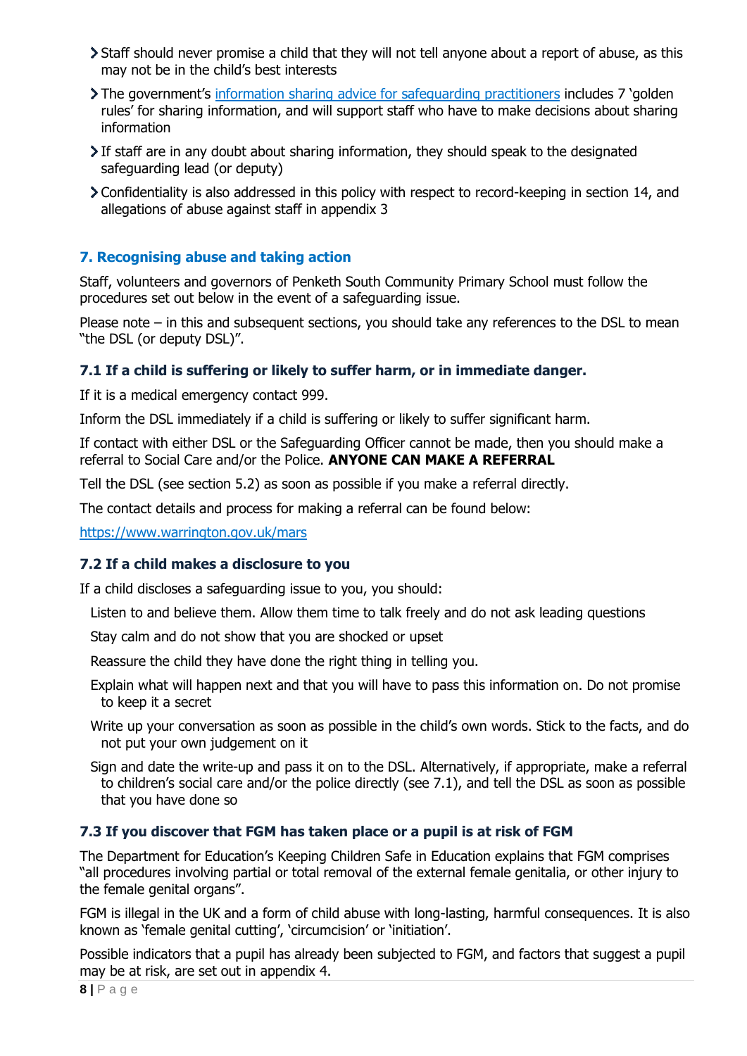- Staff should never promise a child that they will not tell anyone about a report of abuse, as this may not be in the child's best interests
- The government's [information sharing advice for safeguarding practitioners](information sharing advice for safeguarding practitioners) includes 7 'golden rules' for sharing information, and will support staff who have to make decisions about sharing information
- If staff are in any doubt about sharing information, they should speak to the designated safeguarding lead (or deputy)
- Confidentiality is also addressed in this policy with respect to record-keeping in section 14, and allegations of abuse against staff in appendix 3

## 7. Recognising abuse and taking action

Staff, volunteers and governors of Penketh South Community Primary School must follow the procedures set out below in the event of a safeguarding issue.

Please note – in this and subsequent sections, you should take any references to the DSL to mean "the DSL (or deputy DSL)".

### 7.1 If a child is suffering or likely to suffer harm, or in immediate danger.

If it is a medical emergency contact 999.

Inform the DSL immediately if a child is suffering or likely to suffer significant harm.

If contact with either DSL or the Safeguarding Officer cannot be made, then you should make a referral to Social Care and/or the Police. **ANYONE CAN MAKE A REFERRAL**

Tell the DSL (see section 5.2) as soon as possible if you make a referral directly.

The contact details and process for making a referral can be found below:

https://www.warrington.gov.uk/mars

### 7.2 If a child makes a disclosure to you

If a child discloses a safeguarding issue to you, you should:

- Listen to and believe them. Allow them time to talk freely and do not ask leading questions
- Stay calm and do not show that you are shocked or upset
- Reassure the child they have done the right thing in telling you.
- Explain what will happen next and that you will have to pass this information on. Do not promise to keep it a secret
- Write up your conversation as soon as possible in the child's own words. Stick to the facts, and do not put your own judgement on it
- Sign and date the write-up and pass it on to the DSL. Alternatively, if appropriate, make a referral to children's social care and/or the police directly (see 7.1), and tell the DSL as soon as possible that you have done so

### 7.3 If you discover that FGM has taken place or a pupil is at risk of FGM

The Department for Education's Keeping Children Safe in Education explains that FGM comprises "all procedures involving partial or total removal of the external female genitalia, or other injury to the female genital organs".

FGM is illegal in the UK and a form of child abuse with long-lasting, harmful consequences. It is also known as 'female genital cutting', 'circumcision' or 'initiation'.

Possible indicators that a pupil has already been subjected to FGM, and factors that suggest a pupil may be at risk, are set out in appendix 4.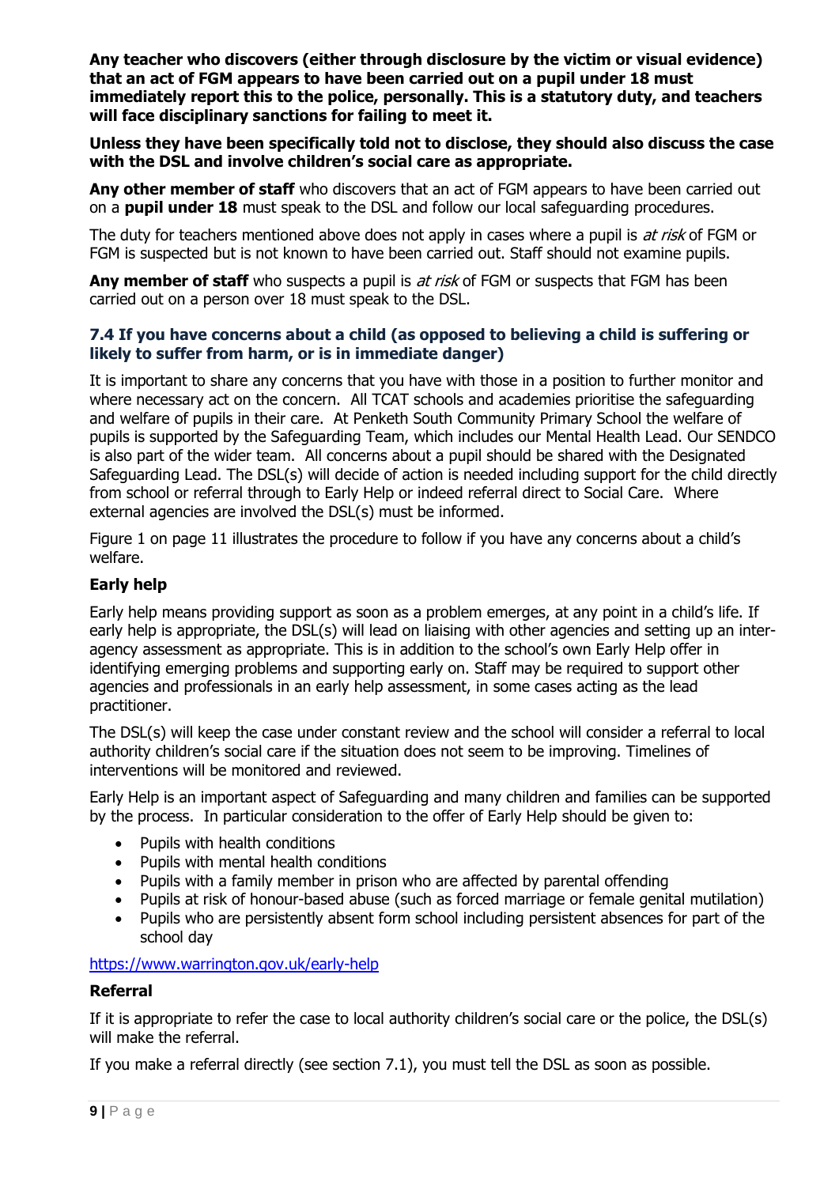**Any teacher who discovers (either through disclosure by the victim or visual evidence) that an act of FGM appears to have been carried out on a pupil under 18 must immediately report this to the police, personally. This is a statutory duty, and teachers will face disciplinary sanctions for failing to meet it.**

**Unless they have been specifically told not to disclose, they should also discuss the case with the DSL and involve children's social care as appropriate.**

**Any other member of staff** who discovers that an act of FGM appears to have been carried out on a **pupil under 18** must speak to the DSL and follow our local safeguarding procedures.

The duty for teachers mentioned above does not apply in cases where a pupil is *at risk* of FGM or FGM is suspected but is not known to have been carried out. Staff should not examine pupils.

**Any member of staff** who suspects a pupil is *at risk* of FGM or suspects that FGM has been carried out on a person over 18 must speak to the DSL.

### 7.4 If you have concerns about a child (as opposed to believing a child is suffering or likely to suffer from harm, or is in immediate danger)

It is important to share any concerns that you have with those in a position to further monitor and where necessary act on the concern. All TCAT schools and academies prioritise the safeguarding and welfare of pupils in their care. At Penketh South Community Primary School the welfare of pupils is supported by the Safeguarding Team, which includes our Mental Health Lead. Our SENDCO is also part of the wider team. All concerns about a pupil should be shared with the Designated Safeguarding Lead. The DSL(s) will decide of action is needed including support for the child directly from school or referral through to Early Help or indeed referral direct to Social Care. Where external agencies are involved the DSL(s) must be informed.

Figure 1 on page 11 illustrates the procedure to follow if you have any concerns about a child's welfare.

**Early help**

Early help means providing support as soon as a problem emerges, at any point in a child's life. If early help is appropriate, the DSL(s) will lead on liaising with other agencies and setting up an inter-agency assessment as appropriate. This is in addition to the school's own Early Help offer in identifying emerging problems and supporting early on. Staff may be required to support other agencies and professionals in an early help assessment, in some cases acting as the lead practitioner.

The DSL(s) will keep the case under constant review and the school will consider a referral to local authority children's social care if the situation does not seem to be improving. Timelines of interventions will be monitored and reviewed.

Early Help is an important aspect of Safeguarding and many children and families can be supported by the process. In particular consideration to the offer of Early Help should be given to:

- Pupils with health conditions
- Pupils with mental health conditions
- Pupils with a family member in prison who are affected by parental offending
- Pupils at risk of honour-based abuse (such as forced marriage or female genital mutilation)
- Pupils who are persistently absent form school including persistent absences for part of the school day

https://www.warrington.gov.uk/early-help

**Referral**

If it is appropriate to refer the case to local authority children's social care or the police, the DSL(s) will make the referral.

If you make a referral directly (see section 7.1), you must tell the DSL as soon as possible.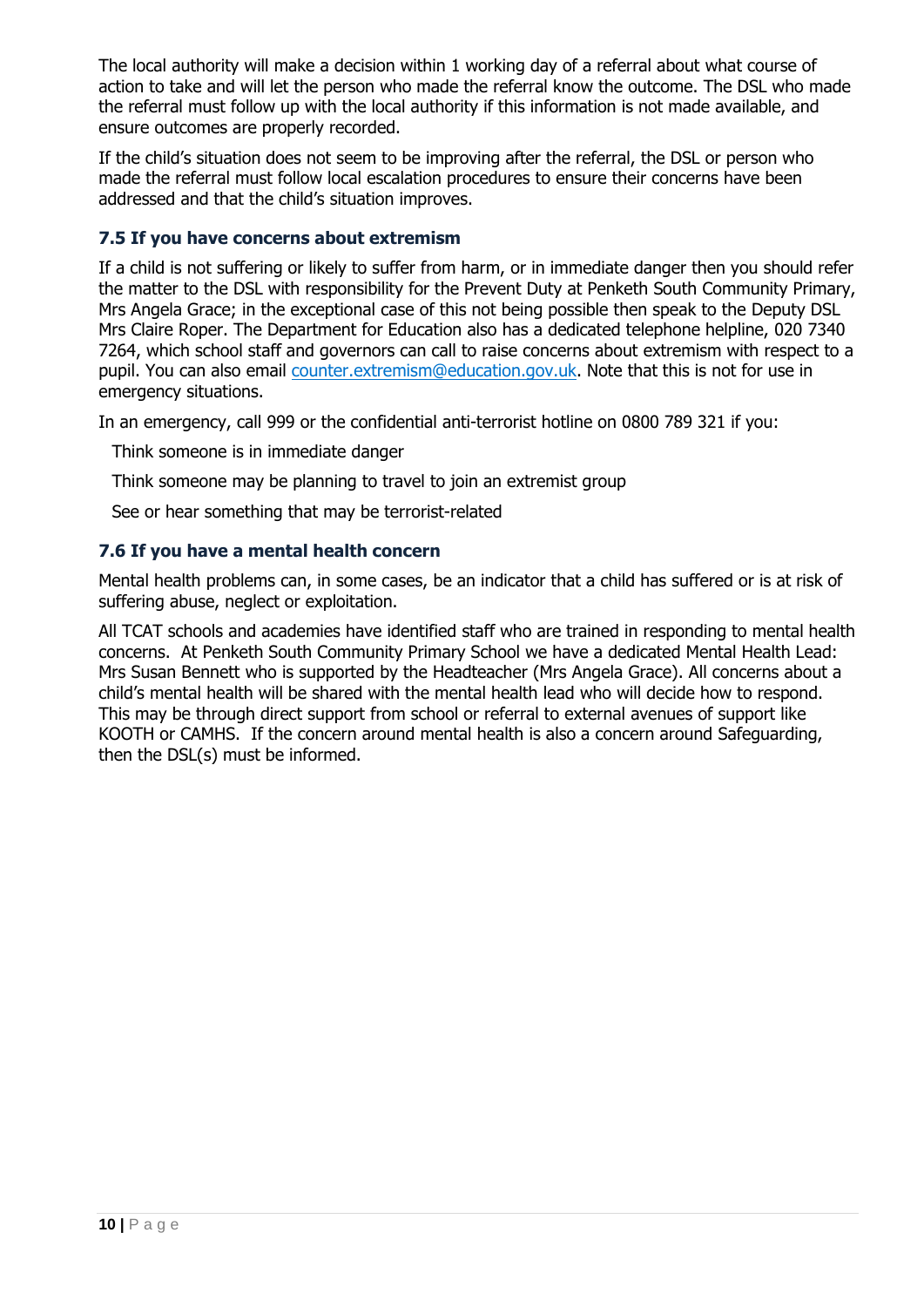The local authority will make a decision within 1 working day of a referral about what course of action to take and will let the person who made the referral know the outcome. The DSL who made the referral must follow up with the local authority if this information is not made available, and ensure outcomes are properly recorded.

If the child's situation does not seem to be improving after the referral, the DSL or person who made the referral must follow local escalation procedures to ensure their concerns have been addressed and that the child's situation improves.

### 7.5 If you have concerns about extremism

If a child is not suffering or likely to suffer from harm, or in immediate danger then you should refer the matter to the DSL with responsibility for the Prevent Duty at Penketh South Community Primary, Mrs Angela Grace; in the exceptional case of this not being possible then speak to the Deputy DSL Mrs Claire Roper. The Department for Education also has a dedicated telephone helpline, 020 7340 7264, which school staff and governors can call to raise concerns about extremism with respect to a pupil. You can also email counter.extremism@education.gov.uk. Note that this is not for use in emergency situations.

In an emergency, call 999 or the confidential anti-terrorist hotline on 0800 789 321 if you:

- Think someone is in immediate danger
- Think someone may be planning to travel to join an extremist group
- See or hear something that may be terrorist-related

### 7.6 If you have a mental health concern

Mental health problems can, in some cases, be an indicator that a child has suffered or is at risk of suffering abuse, neglect or exploitation.

All TCAT schools and academies have identified staff who are trained in responding to mental health concerns. At Penketh South Community Primary School we have a dedicated Mental Health Lead: Mrs Susan Bennett who is supported by the Headteacher (Mrs Angela Grace). All concerns about a child's mental health will be shared with the mental health lead who will decide how to respond. This may be through direct support from school or referral to external avenues of support like KOOTH or CAMHS. If the concern around mental health is also a concern around Safeguarding, then the DSL(s) must be informed.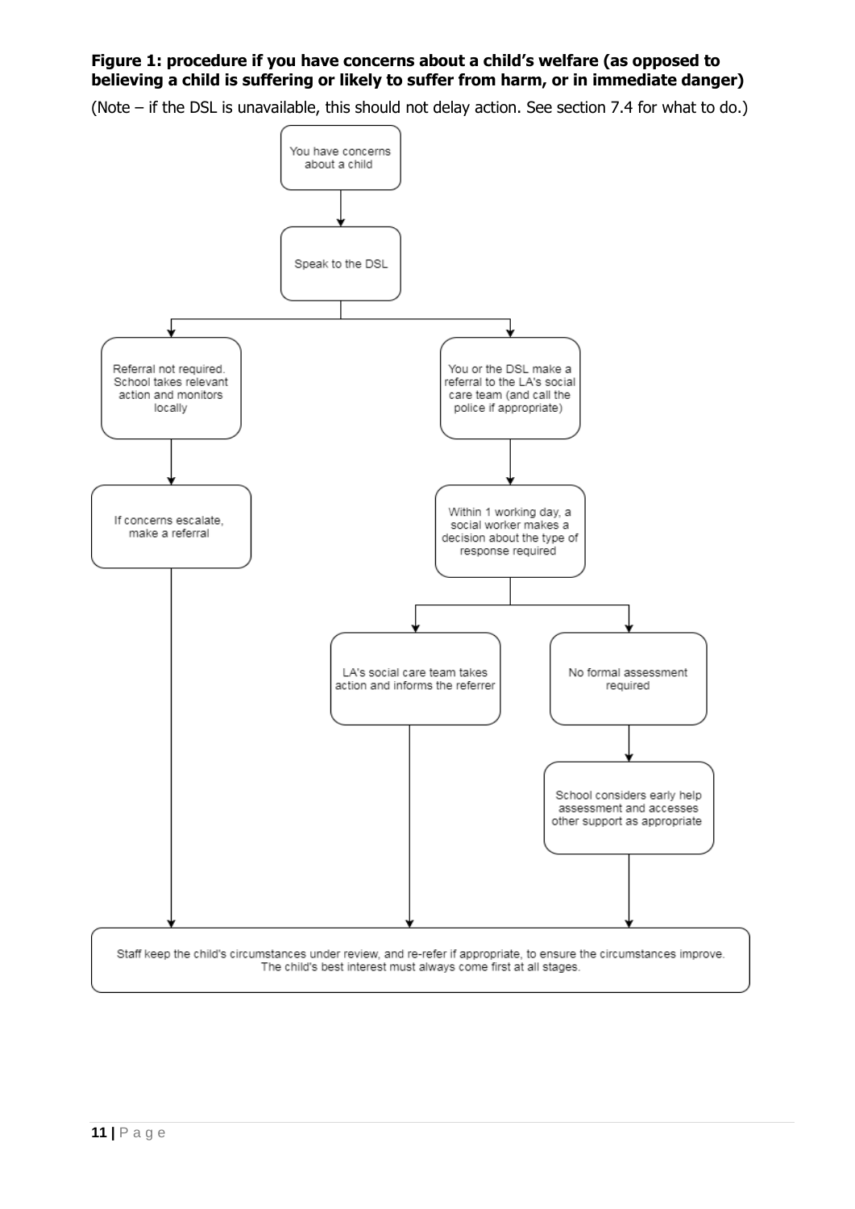**Figure 1: procedure if you have concerns about a child's welfare (as opposed to believing a child is suffering or likely to suffer from harm, or in immediate danger)**

(Note – if the DSL is unavailable, this should not delay action. See section 7.4 for what to do.)

You have concerns about a child

→ Speak to the DSL

→ Referral not required. School takes relevant action and monitors locally

→ If concerns escalate, make a referral

→ You or the DSL make a referral to the LA's social care team (and call the police if appropriate)

→ Within 1 working day, a social worker makes a decision about the type of response required

→ LA's social care team takes action and informs the referrer

→ No formal assessment required

→ School considers early help assessment and accesses other support as appropriate

Staff keep the child's circumstances under review, and re-refer if appropriate, to ensure the circumstances improve. The child's best interest must always come first at all stages.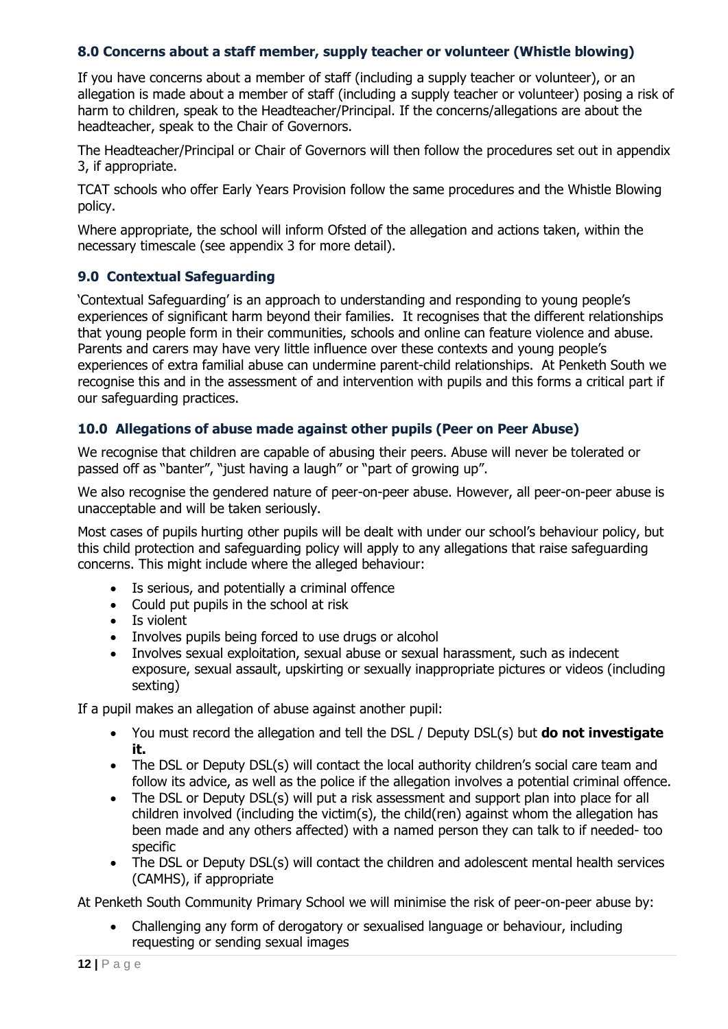### 8.0 Concerns about a staff member, supply teacher or volunteer (Whistle blowing)

If you have concerns about a member of staff (including a supply teacher or volunteer), or an allegation is made about a member of staff (including a supply teacher or volunteer) posing a risk of harm to children, speak to the Headteacher/Principal. If the concerns/allegations are about the headteacher, speak to the Chair of Governors.

The Headteacher/Principal or Chair of Governors will then follow the procedures set out in appendix 3, if appropriate.

TCAT schools who offer Early Years Provision follow the same procedures and the Whistle Blowing policy.

Where appropriate, the school will inform Ofsted of the allegation and actions taken, within the necessary timescale (see appendix 3 for more detail).

### 9.0 Contextual Safeguarding

'Contextual Safeguarding' is an approach to understanding and responding to young people's experiences of significant harm beyond their families. It recognises that the different relationships that young people form in their communities, schools and online can feature violence and abuse. Parents and carers may have very little influence over these contexts and young people's experiences of extra familial abuse can undermine parent-child relationships. At Penketh South we recognise this and in the assessment of and intervention with pupils and this forms a critical part if our safeguarding practices.

### 10.0 Allegations of abuse made against other pupils (Peer on Peer Abuse)

We recognise that children are capable of abusing their peers. Abuse will never be tolerated or passed off as "banter", "just having a laugh" or "part of growing up".

We also recognise the gendered nature of peer-on-peer abuse. However, all peer-on-peer abuse is unacceptable and will be taken seriously.

Most cases of pupils hurting other pupils will be dealt with under our school's behaviour policy, but this child protection and safeguarding policy will apply to any allegations that raise safeguarding concerns. This might include where the alleged behaviour:

- Is serious, and potentially a criminal offence
- Could put pupils in the school at risk
- Is violent
- Involves pupils being forced to use drugs or alcohol
- Involves sexual exploitation, sexual abuse or sexual harassment, such as indecent exposure, sexual assault, upskirting or sexually inappropriate pictures or videos (including sexting)

If a pupil makes an allegation of abuse against another pupil:

- You must record the allegation and tell the DSL / Deputy DSL(s) but **do not investigate it.**
- The DSL or Deputy DSL(s) will contact the local authority children's social care team and follow its advice, as well as the police if the allegation involves a potential criminal offence.
- The DSL or Deputy DSL(s) will put a risk assessment and support plan into place for all children involved (including the victim(s), the child(ren) against whom the allegation has been made and any others affected) with a named person they can talk to if needed- too specific
- The DSL or Deputy DSL(s) will contact the children and adolescent mental health services (CAMHS), if appropriate

At Penketh South Community Primary School we will minimise the risk of peer-on-peer abuse by:

- Challenging any form of derogatory or sexualised language or behaviour, including requesting or sending sexual images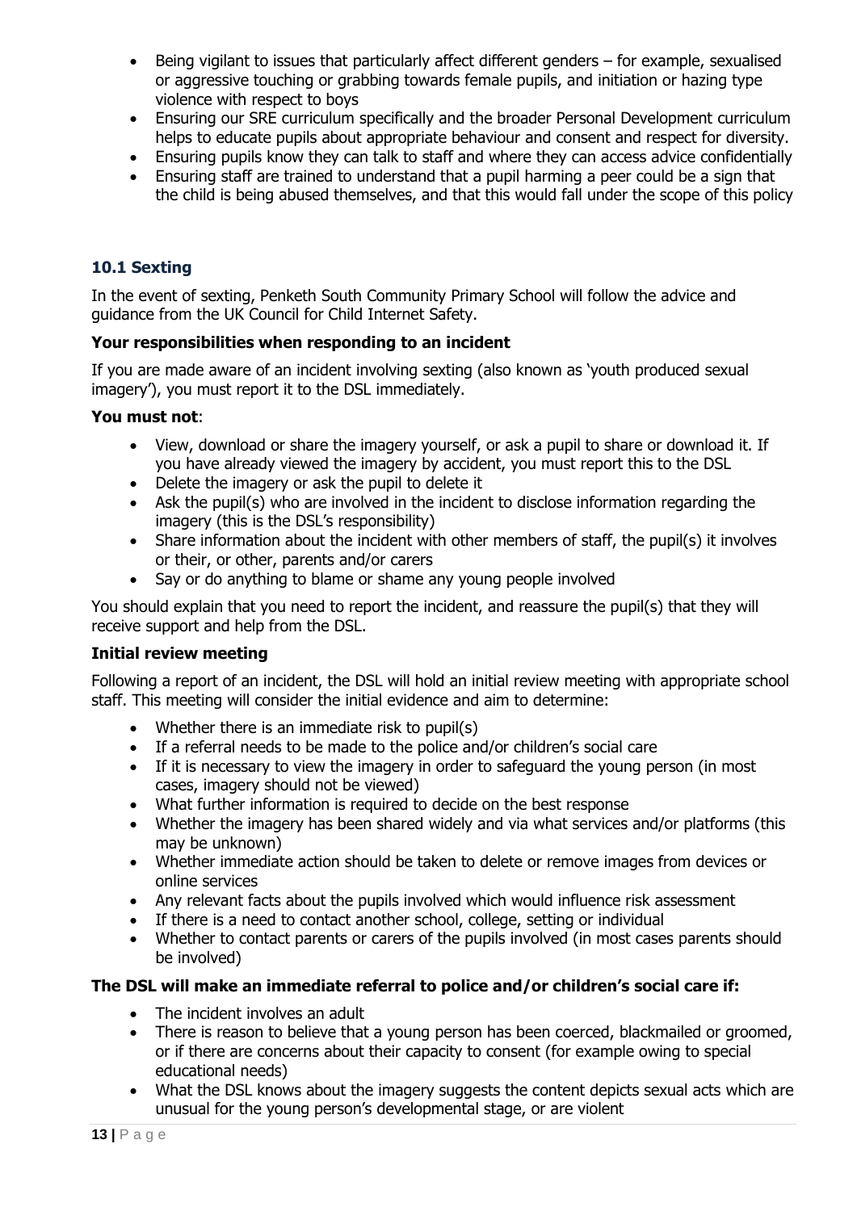- Being vigilant to issues that particularly affect different genders – for example, sexualised or aggressive touching or grabbing towards female pupils, and initiation or hazing type violence with respect to boys
- Ensuring our SRE curriculum specifically and the broader Personal Development curriculum helps to educate pupils about appropriate behaviour and consent and respect for diversity.
- Ensuring pupils know they can talk to staff and where they can access advice confidentially
- Ensuring staff are trained to understand that a pupil harming a peer could be a sign that the child is being abused themselves, and that this would fall under the scope of this policy

### 10.1 Sexting

In the event of sexting, Penketh South Community Primary School will follow the advice and guidance from the UK Council for Child Internet Safety.

**Your responsibilities when responding to an incident**

If you are made aware of an incident involving sexting (also known as 'youth produced sexual imagery'), you must report it to the DSL immediately.

**You must not**:

- View, download or share the imagery yourself, or ask a pupil to share or download it. If you have already viewed the imagery by accident, you must report this to the DSL
- Delete the imagery or ask the pupil to delete it
- Ask the pupil(s) who are involved in the incident to disclose information regarding the imagery (this is the DSL's responsibility)
- Share information about the incident with other members of staff, the pupil(s) it involves or their, or other, parents and/or carers
- Say or do anything to blame or shame any young people involved

You should explain that you need to report the incident, and reassure the pupil(s) that they will receive support and help from the DSL.

**Initial review meeting**

Following a report of an incident, the DSL will hold an initial review meeting with appropriate school staff. This meeting will consider the initial evidence and aim to determine:

- Whether there is an immediate risk to pupil(s)
- If a referral needs to be made to the police and/or children's social care
- If it is necessary to view the imagery in order to safeguard the young person (in most cases, imagery should not be viewed)
- What further information is required to decide on the best response
- Whether the imagery has been shared widely and via what services and/or platforms (this may be unknown)
- Whether immediate action should be taken to delete or remove images from devices or online services
- Any relevant facts about the pupils involved which would influence risk assessment
- If there is a need to contact another school, college, setting or individual
- Whether to contact parents or carers of the pupils involved (in most cases parents should be involved)

**The DSL will make an immediate referral to police and/or children's social care if:**

- The incident involves an adult
- There is reason to believe that a young person has been coerced, blackmailed or groomed, or if there are concerns about their capacity to consent (for example owing to special educational needs)
- What the DSL knows about the imagery suggests the content depicts sexual acts which are unusual for the young person's developmental stage, or are violent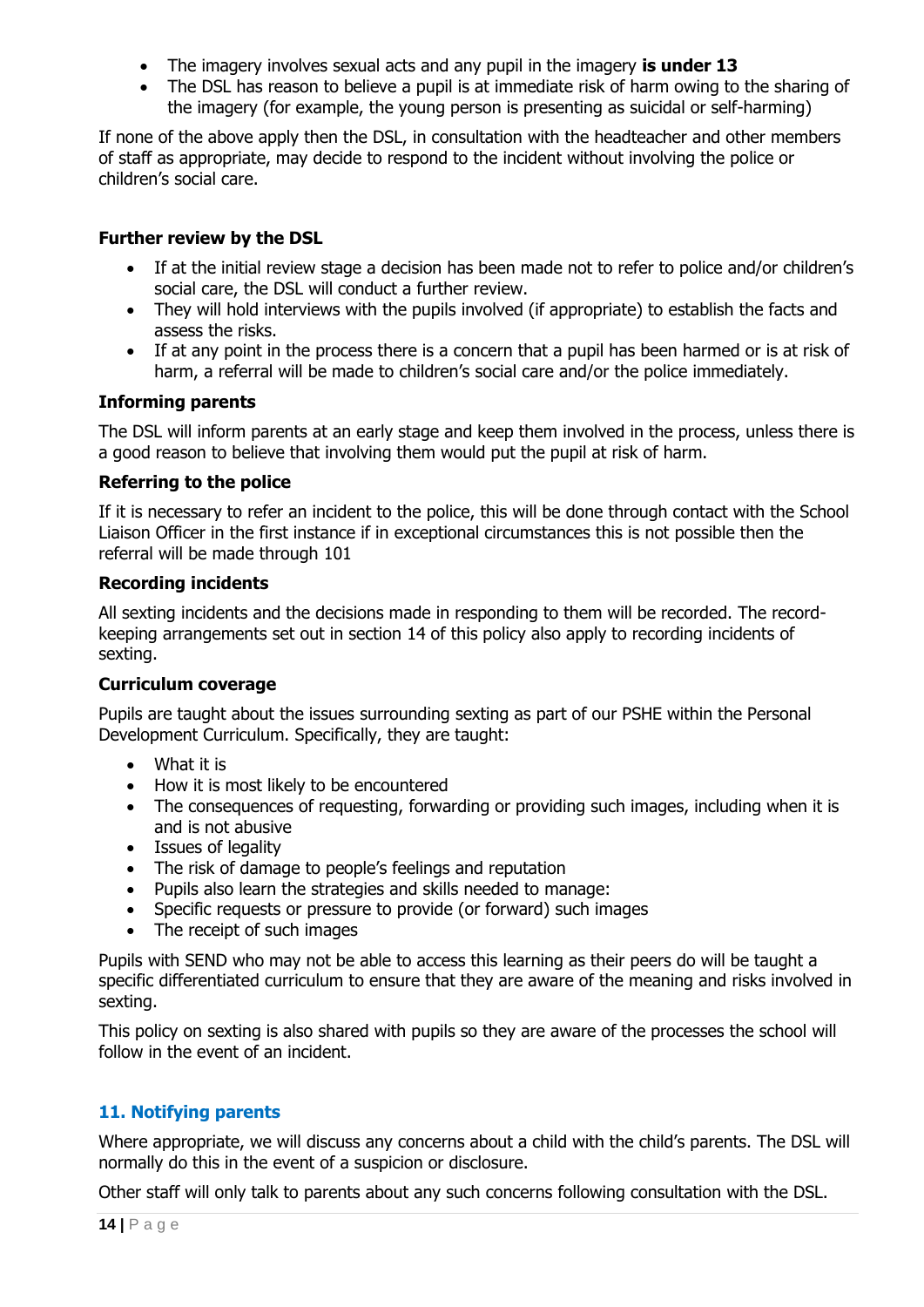- The imagery involves sexual acts and any pupil in the imagery **is under 13**
- The DSL has reason to believe a pupil is at immediate risk of harm owing to the sharing of the imagery (for example, the young person is presenting as suicidal or self-harming)

If none of the above apply then the DSL, in consultation with the headteacher and other members of staff as appropriate, may decide to respond to the incident without involving the police or children's social care.

**Further review by the DSL**

- If at the initial review stage a decision has been made not to refer to police and/or children's social care, the DSL will conduct a further review.
- They will hold interviews with the pupils involved (if appropriate) to establish the facts and assess the risks.
- If at any point in the process there is a concern that a pupil has been harmed or is at risk of harm, a referral will be made to children's social care and/or the police immediately.

**Informing parents**

The DSL will inform parents at an early stage and keep them involved in the process, unless there is a good reason to believe that involving them would put the pupil at risk of harm.

**Referring to the police**

If it is necessary to refer an incident to the police, this will be done through contact with the School Liaison Officer in the first instance if in exceptional circumstances this is not possible then the referral will be made through 101

**Recording incidents**

All sexting incidents and the decisions made in responding to them will be recorded. The record-keeping arrangements set out in section 14 of this policy also apply to recording incidents of sexting.

**Curriculum coverage**

Pupils are taught about the issues surrounding sexting as part of our PSHE within the Personal Development Curriculum. Specifically, they are taught:

- What it is
- How it is most likely to be encountered
- The consequences of requesting, forwarding or providing such images, including when it is and is not abusive
- Issues of legality
- The risk of damage to people's feelings and reputation
- Pupils also learn the strategies and skills needed to manage:
- Specific requests or pressure to provide (or forward) such images
- The receipt of such images

Pupils with SEND who may not be able to access this learning as their peers do will be taught a specific differentiated curriculum to ensure that they are aware of the meaning and risks involved in sexting.

This policy on sexting is also shared with pupils so they are aware of the processes the school will follow in the event of an incident.

## 11. Notifying parents

Where appropriate, we will discuss any concerns about a child with the child's parents. The DSL will normally do this in the event of a suspicion or disclosure.

Other staff will only talk to parents about any such concerns following consultation with the DSL.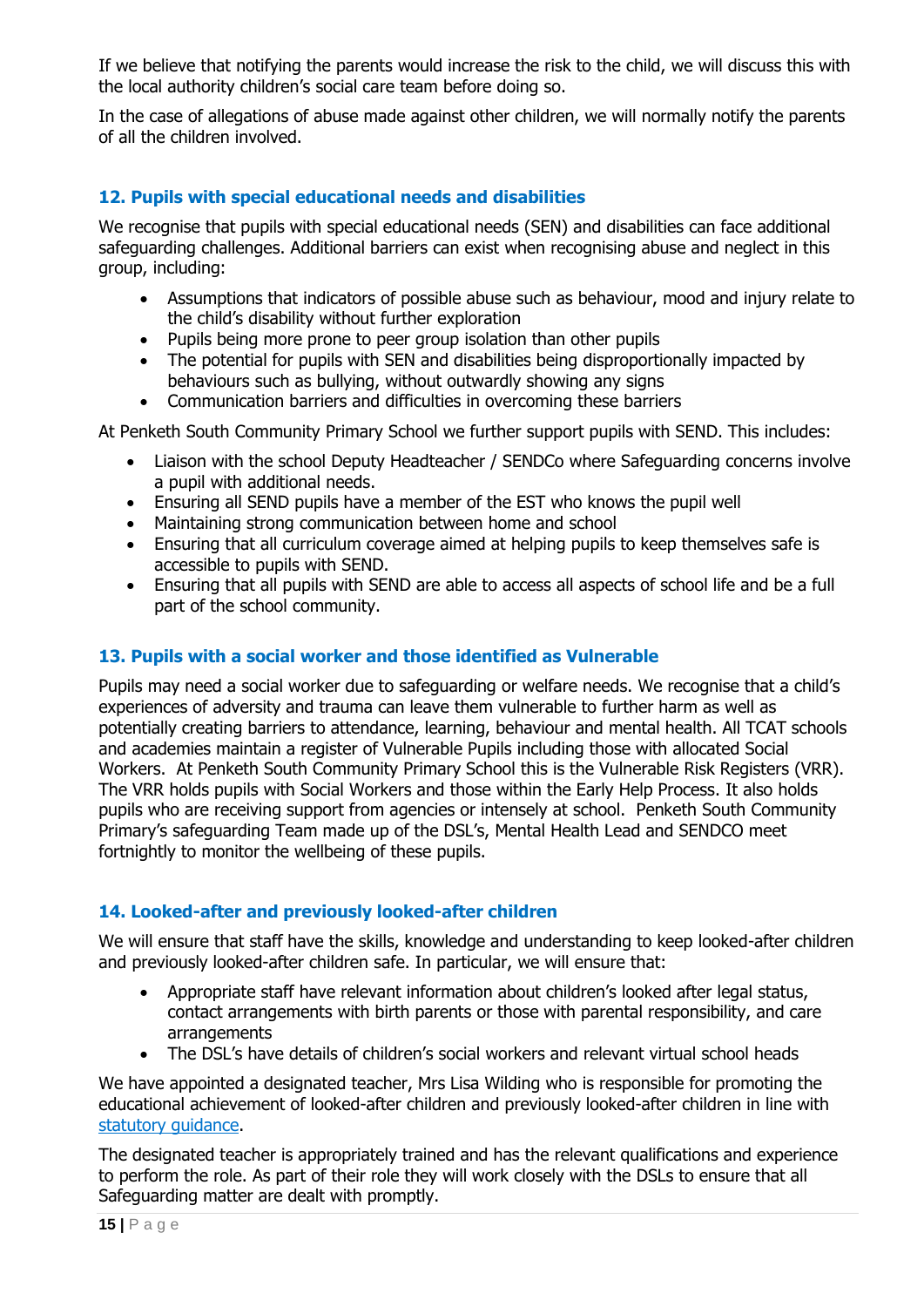If we believe that notifying the parents would increase the risk to the child, we will discuss this with the local authority children's social care team before doing so.

In the case of allegations of abuse made against other children, we will normally notify the parents of all the children involved.

## 12. Pupils with special educational needs and disabilities

We recognise that pupils with special educational needs (SEN) and disabilities can face additional safeguarding challenges. Additional barriers can exist when recognising abuse and neglect in this group, including:

- Assumptions that indicators of possible abuse such as behaviour, mood and injury relate to the child's disability without further exploration
- Pupils being more prone to peer group isolation than other pupils
- The potential for pupils with SEN and disabilities being disproportionally impacted by behaviours such as bullying, without outwardly showing any signs
- Communication barriers and difficulties in overcoming these barriers

At Penketh South Community Primary School we further support pupils with SEND. This includes:

- Liaison with the school Deputy Headteacher / SENDCo where Safeguarding concerns involve a pupil with additional needs.
- Ensuring all SEND pupils have a member of the EST who knows the pupil well
- Maintaining strong communication between home and school
- Ensuring that all curriculum coverage aimed at helping pupils to keep themselves safe is accessible to pupils with SEND.
- Ensuring that all pupils with SEND are able to access all aspects of school life and be a full part of the school community.

## 13. Pupils with a social worker and those identified as Vulnerable

Pupils may need a social worker due to safeguarding or welfare needs. We recognise that a child's experiences of adversity and trauma can leave them vulnerable to further harm as well as potentially creating barriers to attendance, learning, behaviour and mental health. All TCAT schools and academies maintain a register of Vulnerable Pupils including those with allocated Social Workers. At Penketh South Community Primary School this is the Vulnerable Risk Registers (VRR). The VRR holds pupils with Social Workers and those within the Early Help Process. It also holds pupils who are receiving support from agencies or intensely at school. Penketh South Community Primary's safeguarding Team made up of the DSL's, Mental Health Lead and SENDCO meet fortnightly to monitor the wellbeing of these pupils.

## 14. Looked-after and previously looked-after children

We will ensure that staff have the skills, knowledge and understanding to keep looked-after children and previously looked-after children safe. In particular, we will ensure that:

- Appropriate staff have relevant information about children's looked after legal status, contact arrangements with birth parents or those with parental responsibility, and care arrangements
- The DSL's have details of children's social workers and relevant virtual school heads

We have appointed a designated teacher, Mrs Lisa Wilding who is responsible for promoting the educational achievement of looked-after children and previously looked-after children in line with statutory guidance.

The designated teacher is appropriately trained and has the relevant qualifications and experience to perform the role. As part of their role they will work closely with the DSLs to ensure that all Safeguarding matter are dealt with promptly.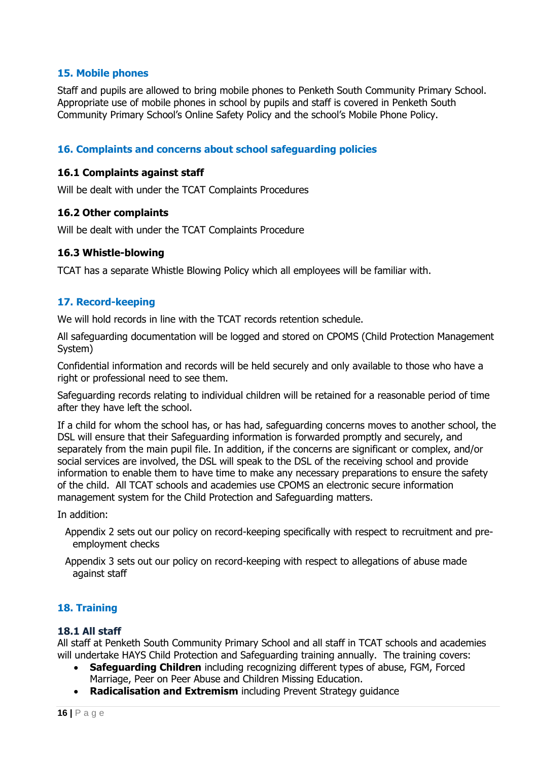## 15. Mobile phones

Staff and pupils are allowed to bring mobile phones to Penketh South Community Primary School. Appropriate use of mobile phones in school by pupils and staff is covered in Penketh South Community Primary School's Online Safety Policy and the school's Mobile Phone Policy.

## 16. Complaints and concerns about school safeguarding policies

### 16.1 Complaints against staff

Will be dealt with under the TCAT Complaints Procedures

### 16.2 Other complaints

Will be dealt with under the TCAT Complaints Procedure

### 16.3 Whistle-blowing

TCAT has a separate Whistle Blowing Policy which all employees will be familiar with.

## 17. Record-keeping

We will hold records in line with the TCAT records retention schedule.

All safeguarding documentation will be logged and stored on CPOMS (Child Protection Management System)

Confidential information and records will be held securely and only available to those who have a right or professional need to see them.

Safeguarding records relating to individual children will be retained for a reasonable period of time after they have left the school.

If a child for whom the school has, or has had, safeguarding concerns moves to another school, the DSL will ensure that their Safeguarding information is forwarded promptly and securely, and separately from the main pupil file. In addition, if the concerns are significant or complex, and/or social services are involved, the DSL will speak to the DSL of the receiving school and provide information to enable them to have time to make any necessary preparations to ensure the safety of the child. All TCAT schools and academies use CPOMS an electronic secure information management system for the Child Protection and Safeguarding matters.

In addition:

Appendix 2 sets out our policy on record-keeping specifically with respect to recruitment and pre-employment checks

Appendix 3 sets out our policy on record-keeping with respect to allegations of abuse made against staff

## 18. Training

### 18.1 All staff

All staff at Penketh South Community Primary School and all staff in TCAT schools and academies will undertake HAYS Child Protection and Safeguarding training annually. The training covers:

- **Safeguarding Children** including recognizing different types of abuse, FGM, Forced Marriage, Peer on Peer Abuse and Children Missing Education.
- **Radicalisation and Extremism** including Prevent Strategy guidance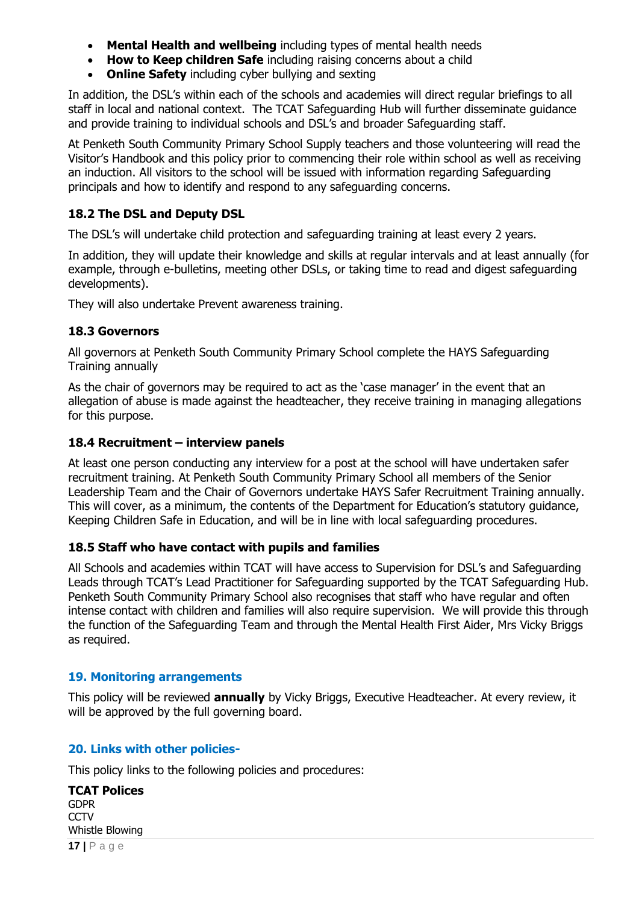- **Mental Health and wellbeing** including types of mental health needs
- **How to Keep children Safe** including raising concerns about a child
- **Online Safety** including cyber bullying and sexting

In addition, the DSL's within each of the schools and academies will direct regular briefings to all staff in local and national context. The TCAT Safeguarding Hub will further disseminate guidance and provide training to individual schools and DSL's and broader Safeguarding staff.

At Penketh South Community Primary School Supply teachers and those volunteering will read the Visitor's Handbook and this policy prior to commencing their role within school as well as receiving an induction. All visitors to the school will be issued with information regarding Safeguarding principals and how to identify and respond to any safeguarding concerns.

### 18.2 The DSL and Deputy DSL

The DSL's will undertake child protection and safeguarding training at least every 2 years.

In addition, they will update their knowledge and skills at regular intervals and at least annually (for example, through e-bulletins, meeting other DSLs, or taking time to read and digest safeguarding developments).

They will also undertake Prevent awareness training.

### 18.3 Governors

All governors at Penketh South Community Primary School complete the HAYS Safeguarding Training annually

As the chair of governors may be required to act as the 'case manager' in the event that an allegation of abuse is made against the headteacher, they receive training in managing allegations for this purpose.

### 18.4 Recruitment – interview panels

At least one person conducting any interview for a post at the school will have undertaken safer recruitment training. At Penketh South Community Primary School all members of the Senior Leadership Team and the Chair of Governors undertake HAYS Safer Recruitment Training annually. This will cover, as a minimum, the contents of the Department for Education's statutory guidance, Keeping Children Safe in Education, and will be in line with local safeguarding procedures.

### 18.5 Staff who have contact with pupils and families

All Schools and academies within TCAT will have access to Supervision for DSL's and Safeguarding Leads through TCAT's Lead Practitioner for Safeguarding supported by the TCAT Safeguarding Hub. Penketh South Community Primary School also recognises that staff who have regular and often intense contact with children and families will also require supervision. We will provide this through the function of the Safeguarding Team and through the Mental Health First Aider, Mrs Vicky Briggs as required.

## 19. Monitoring arrangements

This policy will be reviewed **annually** by Vicky Briggs, Executive Headteacher. At every review, it will be approved by the full governing board.

## 20. Links with other policies-

This policy links to the following policies and procedures:

**TCAT Polices**
GDPR
CCTV
Whistle Blowing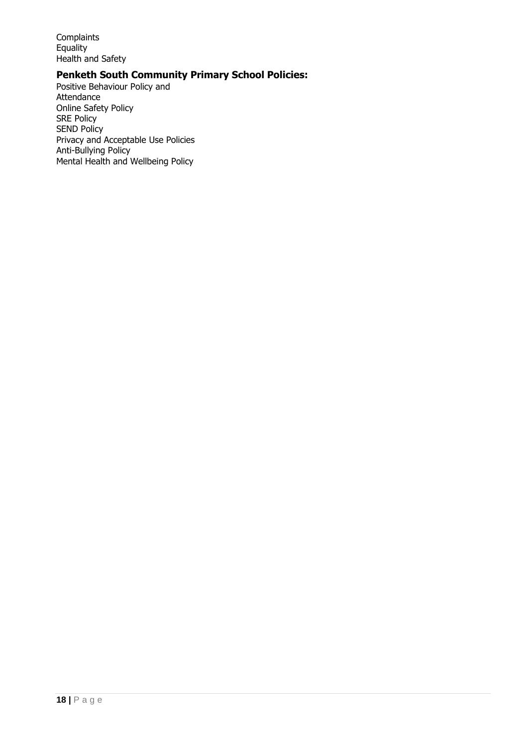Complaints
Equality
Health and Safety

### Penketh South Community Primary School Policies:

Positive Behaviour Policy and
Attendance
Online Safety Policy
SRE Policy
SEND Policy
Privacy and Acceptable Use Policies
Anti-Bullying Policy
Mental Health and Wellbeing Policy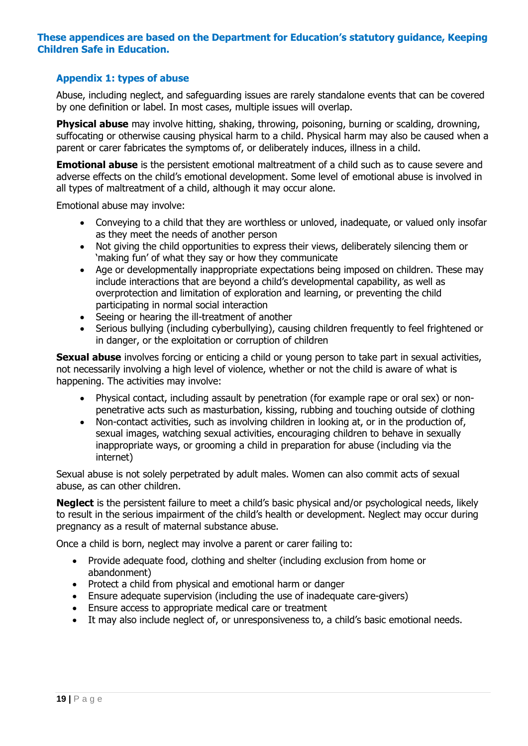**These appendices are based on the Department for Education's statutory guidance, Keeping Children Safe in Education.**

## Appendix 1: types of abuse

Abuse, including neglect, and safeguarding issues are rarely standalone events that can be covered by one definition or label. In most cases, multiple issues will overlap.

**Physical abuse** may involve hitting, shaking, throwing, poisoning, burning or scalding, drowning, suffocating or otherwise causing physical harm to a child. Physical harm may also be caused when a parent or carer fabricates the symptoms of, or deliberately induces, illness in a child.

**Emotional abuse** is the persistent emotional maltreatment of a child such as to cause severe and adverse effects on the child's emotional development. Some level of emotional abuse is involved in all types of maltreatment of a child, although it may occur alone.

Emotional abuse may involve:

- Conveying to a child that they are worthless or unloved, inadequate, or valued only insofar as they meet the needs of another person
- Not giving the child opportunities to express their views, deliberately silencing them or 'making fun' of what they say or how they communicate
- Age or developmentally inappropriate expectations being imposed on children. These may include interactions that are beyond a child's developmental capability, as well as overprotection and limitation of exploration and learning, or preventing the child participating in normal social interaction
- Seeing or hearing the ill-treatment of another
- Serious bullying (including cyberbullying), causing children frequently to feel frightened or in danger, or the exploitation or corruption of children

**Sexual abuse** involves forcing or enticing a child or young person to take part in sexual activities, not necessarily involving a high level of violence, whether or not the child is aware of what is happening. The activities may involve:

- Physical contact, including assault by penetration (for example rape or oral sex) or non-penetrative acts such as masturbation, kissing, rubbing and touching outside of clothing
- Non-contact activities, such as involving children in looking at, or in the production of, sexual images, watching sexual activities, encouraging children to behave in sexually inappropriate ways, or grooming a child in preparation for abuse (including via the internet)

Sexual abuse is not solely perpetrated by adult males. Women can also commit acts of sexual abuse, as can other children.

**Neglect** is the persistent failure to meet a child's basic physical and/or psychological needs, likely to result in the serious impairment of the child's health or development. Neglect may occur during pregnancy as a result of maternal substance abuse.

Once a child is born, neglect may involve a parent or carer failing to:

- Provide adequate food, clothing and shelter (including exclusion from home or abandonment)
- Protect a child from physical and emotional harm or danger
- Ensure adequate supervision (including the use of inadequate care-givers)
- Ensure access to appropriate medical care or treatment
- It may also include neglect of, or unresponsiveness to, a child's basic emotional needs.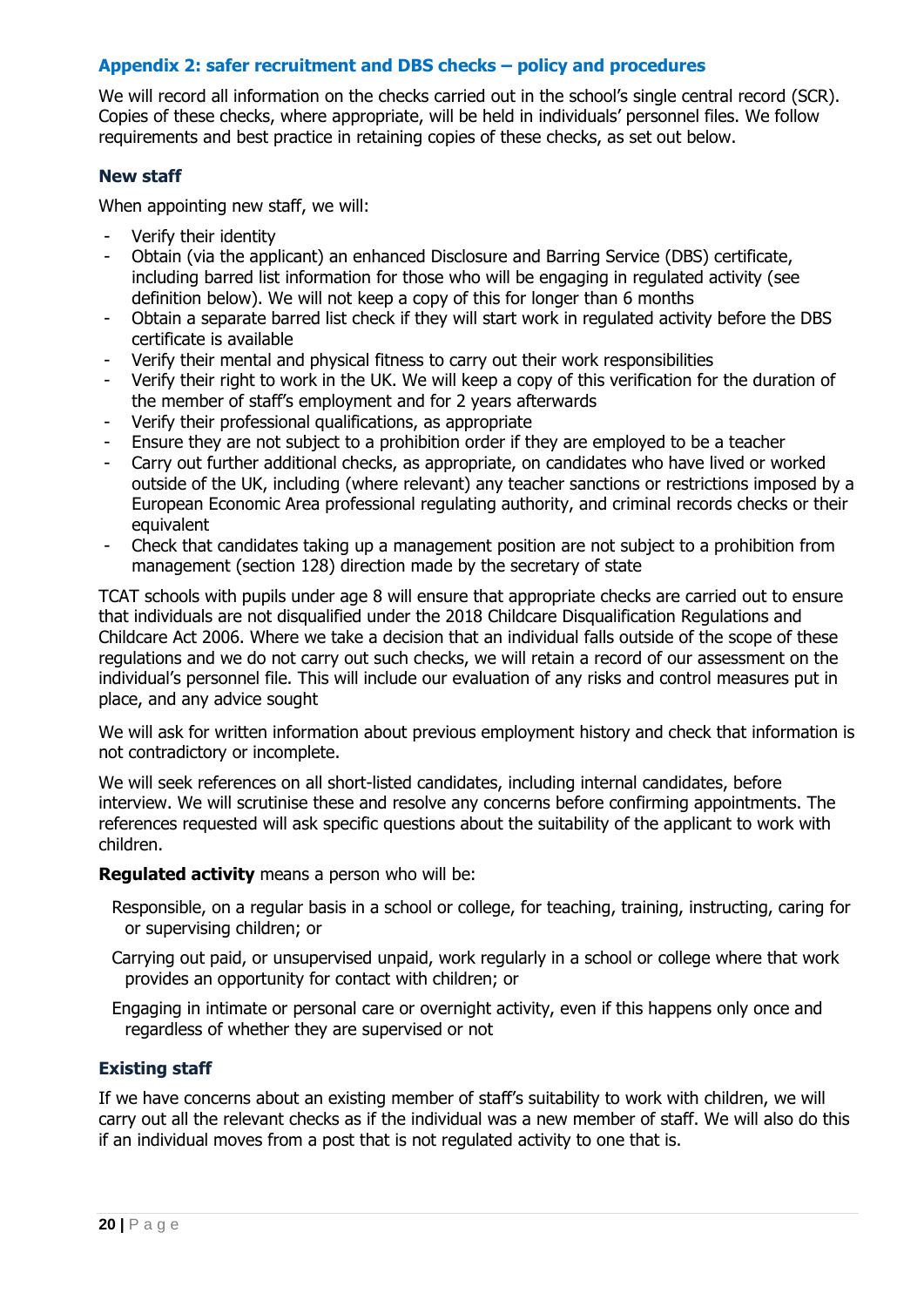## Appendix 2: safer recruitment and DBS checks – policy and procedures

We will record all information on the checks carried out in the school's single central record (SCR). Copies of these checks, where appropriate, will be held in individuals' personnel files. We follow requirements and best practice in retaining copies of these checks, as set out below.

### New staff

When appointing new staff, we will:

- Verify their identity
- Obtain (via the applicant) an enhanced Disclosure and Barring Service (DBS) certificate, including barred list information for those who will be engaging in regulated activity (see definition below). We will not keep a copy of this for longer than 6 months
- Obtain a separate barred list check if they will start work in regulated activity before the DBS certificate is available
- Verify their mental and physical fitness to carry out their work responsibilities
- Verify their right to work in the UK. We will keep a copy of this verification for the duration of the member of staff's employment and for 2 years afterwards
- Verify their professional qualifications, as appropriate
- Ensure they are not subject to a prohibition order if they are employed to be a teacher
- Carry out further additional checks, as appropriate, on candidates who have lived or worked outside of the UK, including (where relevant) any teacher sanctions or restrictions imposed by a European Economic Area professional regulating authority, and criminal records checks or their equivalent
- Check that candidates taking up a management position are not subject to a prohibition from management (section 128) direction made by the secretary of state

TCAT schools with pupils under age 8 will ensure that appropriate checks are carried out to ensure that individuals are not disqualified under the 2018 Childcare Disqualification Regulations and Childcare Act 2006. Where we take a decision that an individual falls outside of the scope of these regulations and we do not carry out such checks, we will retain a record of our assessment on the individual's personnel file. This will include our evaluation of any risks and control measures put in place, and any advice sought

We will ask for written information about previous employment history and check that information is not contradictory or incomplete.

We will seek references on all short-listed candidates, including internal candidates, before interview. We will scrutinise these and resolve any concerns before confirming appointments. The references requested will ask specific questions about the suitability of the applicant to work with children.

**Regulated activity** means a person who will be:

Responsible, on a regular basis in a school or college, for teaching, training, instructing, caring for or supervising children; or

Carrying out paid, or unsupervised unpaid, work regularly in a school or college where that work provides an opportunity for contact with children; or

Engaging in intimate or personal care or overnight activity, even if this happens only once and regardless of whether they are supervised or not

### Existing staff

If we have concerns about an existing member of staff's suitability to work with children, we will carry out all the relevant checks as if the individual was a new member of staff. We will also do this if an individual moves from a post that is not regulated activity to one that is.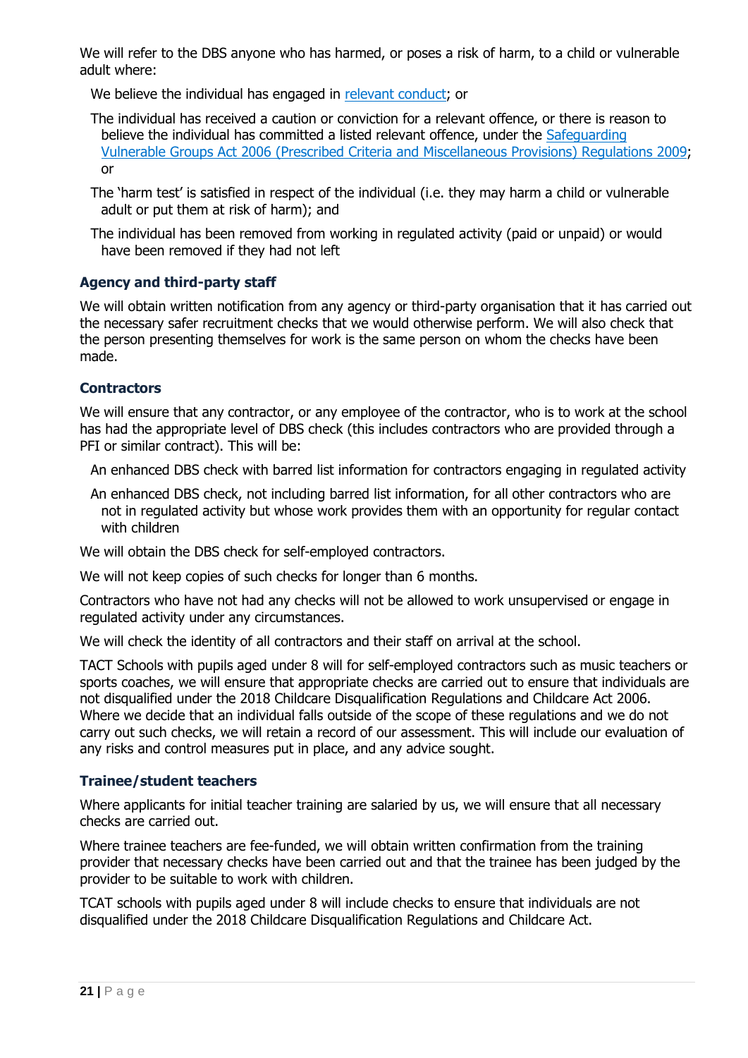We will refer to the DBS anyone who has harmed, or poses a risk of harm, to a child or vulnerable adult where:

- We believe the individual has engaged in [relevant conduct](); or
- The individual has received a caution or conviction for a relevant offence, or there is reason to believe the individual has committed a listed relevant offence, under the [Safeguarding Vulnerable Groups Act 2006 (Prescribed Criteria and Miscellaneous Provisions) Regulations 2009](); or
- The 'harm test' is satisfied in respect of the individual (i.e. they may harm a child or vulnerable adult or put them at risk of harm); and
- The individual has been removed from working in regulated activity (paid or unpaid) or would have been removed if they had not left

### Agency and third-party staff

We will obtain written notification from any agency or third-party organisation that it has carried out the necessary safer recruitment checks that we would otherwise perform. We will also check that the person presenting themselves for work is the same person on whom the checks have been made.

### Contractors

We will ensure that any contractor, or any employee of the contractor, who is to work at the school has had the appropriate level of DBS check (this includes contractors who are provided through a PFI or similar contract). This will be:

- An enhanced DBS check with barred list information for contractors engaging in regulated activity
- An enhanced DBS check, not including barred list information, for all other contractors who are not in regulated activity but whose work provides them with an opportunity for regular contact with children

We will obtain the DBS check for self-employed contractors.

We will not keep copies of such checks for longer than 6 months.

Contractors who have not had any checks will not be allowed to work unsupervised or engage in regulated activity under any circumstances.

We will check the identity of all contractors and their staff on arrival at the school.

TACT Schools with pupils aged under 8 will for self-employed contractors such as music teachers or sports coaches, we will ensure that appropriate checks are carried out to ensure that individuals are not disqualified under the 2018 Childcare Disqualification Regulations and Childcare Act 2006. Where we decide that an individual falls outside of the scope of these regulations and we do not carry out such checks, we will retain a record of our assessment. This will include our evaluation of any risks and control measures put in place, and any advice sought.

### Trainee/student teachers

Where applicants for initial teacher training are salaried by us, we will ensure that all necessary checks are carried out.

Where trainee teachers are fee-funded, we will obtain written confirmation from the training provider that necessary checks have been carried out and that the trainee has been judged by the provider to be suitable to work with children.

TCAT schools with pupils aged under 8 will include checks to ensure that individuals are not disqualified under the 2018 Childcare Disqualification Regulations and Childcare Act.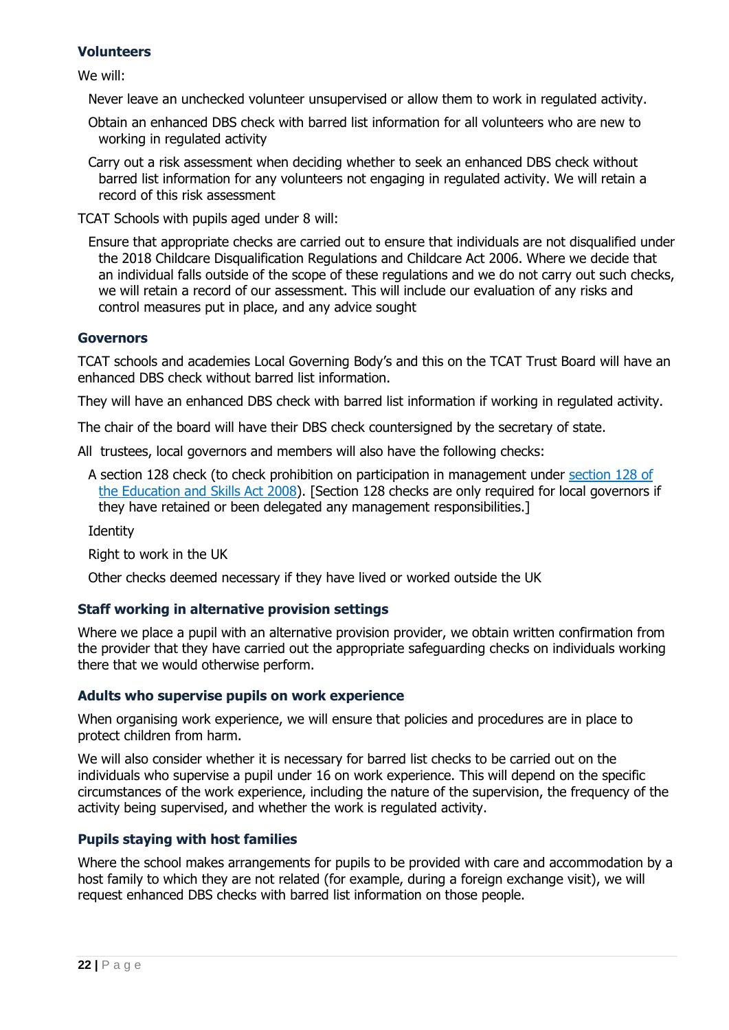### Volunteers

We will:

- Never leave an unchecked volunteer unsupervised or allow them to work in regulated activity.
- Obtain an enhanced DBS check with barred list information for all volunteers who are new to working in regulated activity
- Carry out a risk assessment when deciding whether to seek an enhanced DBS check without barred list information for any volunteers not engaging in regulated activity. We will retain a record of this risk assessment

TCAT Schools with pupils aged under 8 will:

- Ensure that appropriate checks are carried out to ensure that individuals are not disqualified under the 2018 Childcare Disqualification Regulations and Childcare Act 2006. Where we decide that an individual falls outside of the scope of these regulations and we do not carry out such checks, we will retain a record of our assessment. This will include our evaluation of any risks and control measures put in place, and any advice sought

### Governors

TCAT schools and academies Local Governing Body's and this on the TCAT Trust Board will have an enhanced DBS check without barred list information.

They will have an enhanced DBS check with barred list information if working in regulated activity.

The chair of the board will have their DBS check countersigned by the secretary of state.

All trustees, local governors and members will also have the following checks:

- A section 128 check (to check prohibition on participation in management under [section 128 of the Education and Skills Act 2008](section 128 of the Education and Skills Act 2008)). [Section 128 checks are only required for local governors if they have retained or been delegated any management responsibilities.]
- Identity
- Right to work in the UK
- Other checks deemed necessary if they have lived or worked outside the UK

### Staff working in alternative provision settings

Where we place a pupil with an alternative provision provider, we obtain written confirmation from the provider that they have carried out the appropriate safeguarding checks on individuals working there that we would otherwise perform.

### Adults who supervise pupils on work experience

When organising work experience, we will ensure that policies and procedures are in place to protect children from harm.

We will also consider whether it is necessary for barred list checks to be carried out on the individuals who supervise a pupil under 16 on work experience. This will depend on the specific circumstances of the work experience, including the nature of the supervision, the frequency of the activity being supervised, and whether the work is regulated activity.

### Pupils staying with host families

Where the school makes arrangements for pupils to be provided with care and accommodation by a host family to which they are not related (for example, during a foreign exchange visit), we will request enhanced DBS checks with barred list information on those people.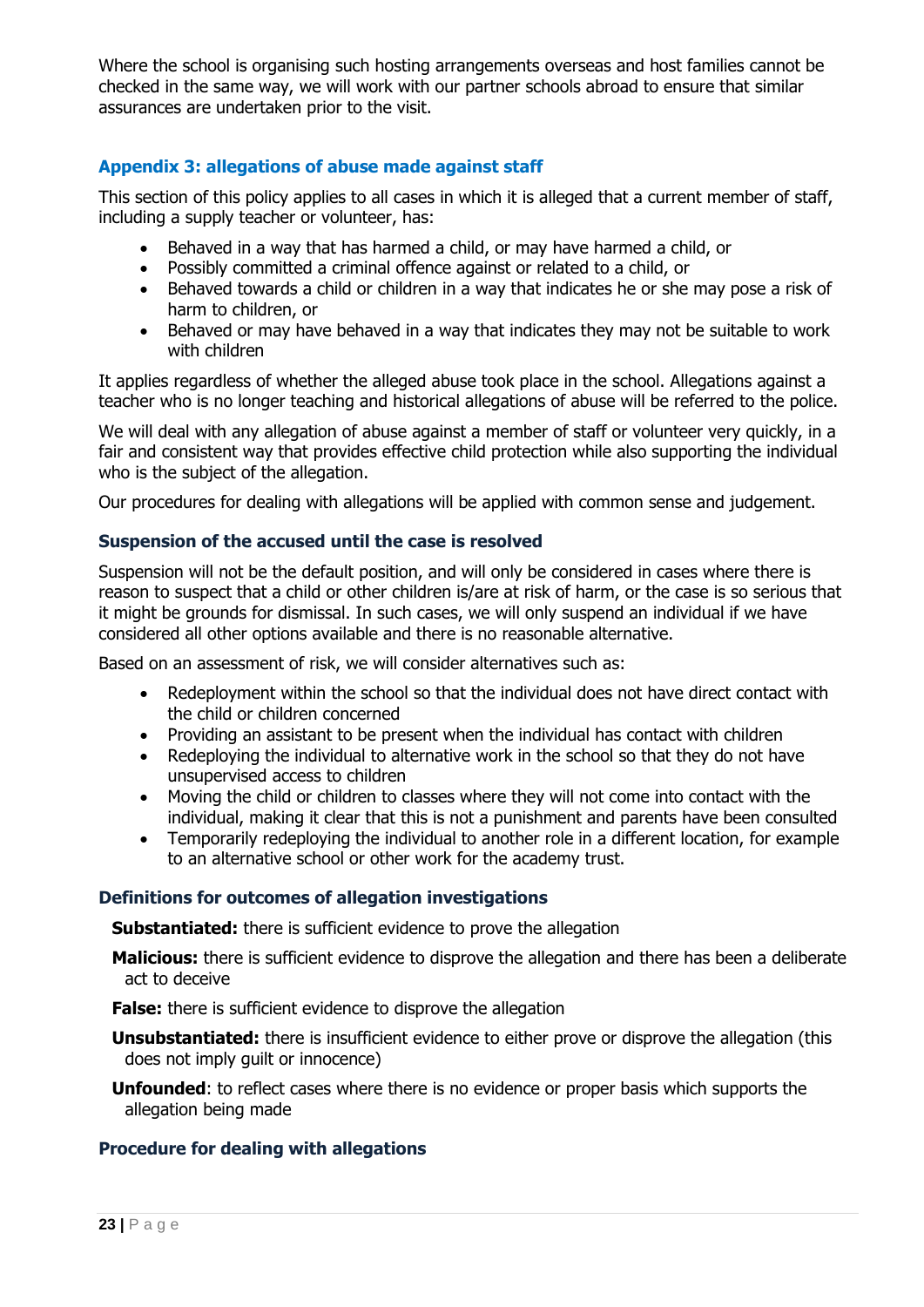Where the school is organising such hosting arrangements overseas and host families cannot be checked in the same way, we will work with our partner schools abroad to ensure that similar assurances are undertaken prior to the visit.

## Appendix 3: allegations of abuse made against staff

This section of this policy applies to all cases in which it is alleged that a current member of staff, including a supply teacher or volunteer, has:

- Behaved in a way that has harmed a child, or may have harmed a child, or
- Possibly committed a criminal offence against or related to a child, or
- Behaved towards a child or children in a way that indicates he or she may pose a risk of harm to children, or
- Behaved or may have behaved in a way that indicates they may not be suitable to work with children

It applies regardless of whether the alleged abuse took place in the school. Allegations against a teacher who is no longer teaching and historical allegations of abuse will be referred to the police.

We will deal with any allegation of abuse against a member of staff or volunteer very quickly, in a fair and consistent way that provides effective child protection while also supporting the individual who is the subject of the allegation.

Our procedures for dealing with allegations will be applied with common sense and judgement.

### Suspension of the accused until the case is resolved

Suspension will not be the default position, and will only be considered in cases where there is reason to suspect that a child or other children is/are at risk of harm, or the case is so serious that it might be grounds for dismissal. In such cases, we will only suspend an individual if we have considered all other options available and there is no reasonable alternative.

Based on an assessment of risk, we will consider alternatives such as:

- Redeployment within the school so that the individual does not have direct contact with the child or children concerned
- Providing an assistant to be present when the individual has contact with children
- Redeploying the individual to alternative work in the school so that they do not have unsupervised access to children
- Moving the child or children to classes where they will not come into contact with the individual, making it clear that this is not a punishment and parents have been consulted
- Temporarily redeploying the individual to another role in a different location, for example to an alternative school or other work for the academy trust.

### Definitions for outcomes of allegation investigations

**Substantiated:** there is sufficient evidence to prove the allegation

**Malicious:** there is sufficient evidence to disprove the allegation and there has been a deliberate act to deceive

**False:** there is sufficient evidence to disprove the allegation

**Unsubstantiated:** there is insufficient evidence to either prove or disprove the allegation (this does not imply guilt or innocence)

**Unfounded**: to reflect cases where there is no evidence or proper basis which supports the allegation being made

### Procedure for dealing with allegations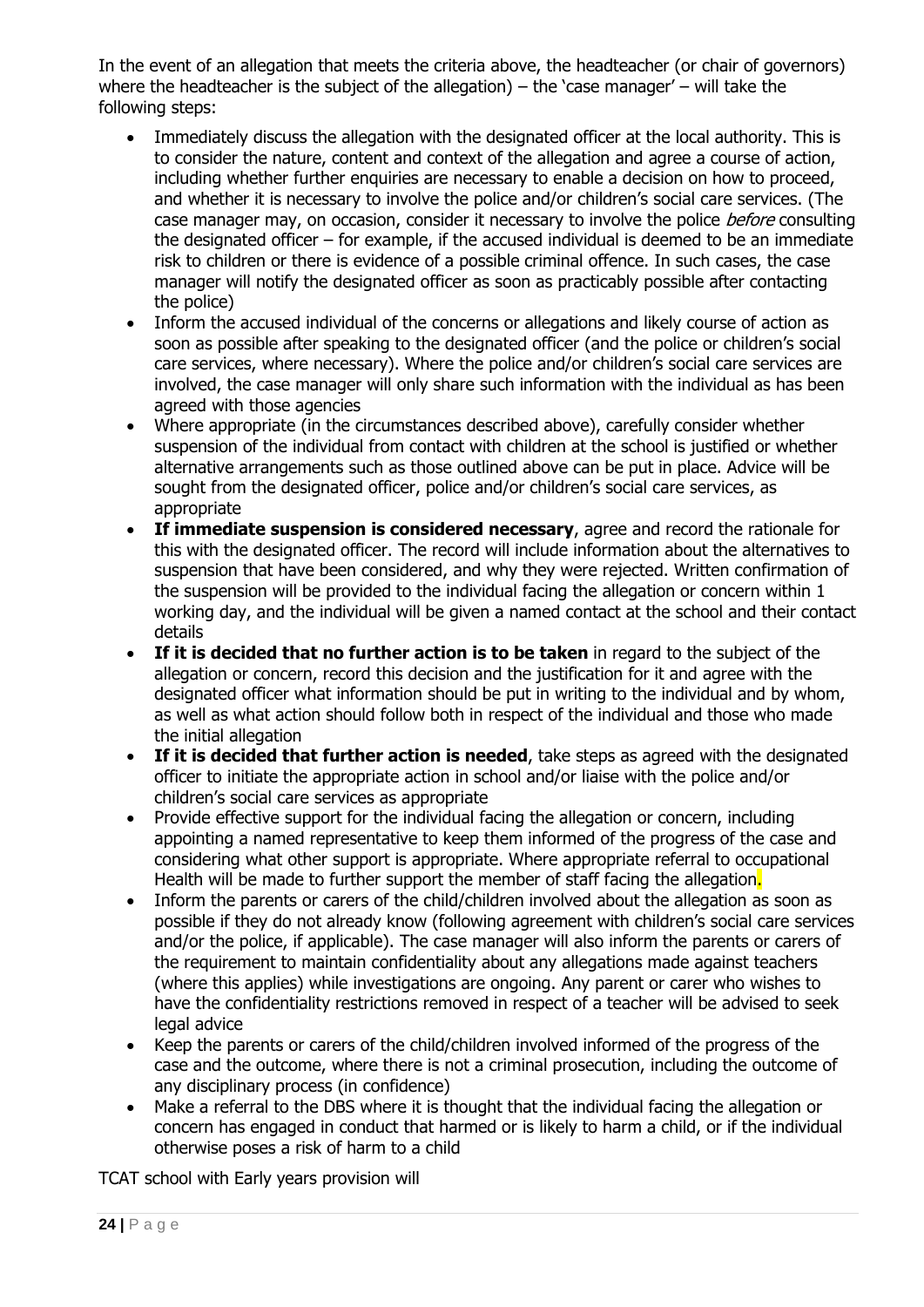In the event of an allegation that meets the criteria above, the headteacher (or chair of governors) where the headteacher is the subject of the allegation) – the 'case manager' – will take the following steps:

- Immediately discuss the allegation with the designated officer at the local authority. This is to consider the nature, content and context of the allegation and agree a course of action, including whether further enquiries are necessary to enable a decision on how to proceed, and whether it is necessary to involve the police and/or children's social care services. (The case manager may, on occasion, consider it necessary to involve the police *before* consulting the designated officer – for example, if the accused individual is deemed to be an immediate risk to children or there is evidence of a possible criminal offence. In such cases, the case manager will notify the designated officer as soon as practicably possible after contacting the police)
- Inform the accused individual of the concerns or allegations and likely course of action as soon as possible after speaking to the designated officer (and the police or children's social care services, where necessary). Where the police and/or children's social care services are involved, the case manager will only share such information with the individual as has been agreed with those agencies
- Where appropriate (in the circumstances described above), carefully consider whether suspension of the individual from contact with children at the school is justified or whether alternative arrangements such as those outlined above can be put in place. Advice will be sought from the designated officer, police and/or children's social care services, as appropriate
- **If immediate suspension is considered necessary**, agree and record the rationale for this with the designated officer. The record will include information about the alternatives to suspension that have been considered, and why they were rejected. Written confirmation of the suspension will be provided to the individual facing the allegation or concern within 1 working day, and the individual will be given a named contact at the school and their contact details
- **If it is decided that no further action is to be taken** in regard to the subject of the allegation or concern, record this decision and the justification for it and agree with the designated officer what information should be put in writing to the individual and by whom, as well as what action should follow both in respect of the individual and those who made the initial allegation
- **If it is decided that further action is needed**, take steps as agreed with the designated officer to initiate the appropriate action in school and/or liaise with the police and/or children's social care services as appropriate
- Provide effective support for the individual facing the allegation or concern, including appointing a named representative to keep them informed of the progress of the case and considering what other support is appropriate. Where appropriate referral to occupational Health will be made to further support the member of staff facing the allegation.
- Inform the parents or carers of the child/children involved about the allegation as soon as possible if they do not already know (following agreement with children's social care services and/or the police, if applicable). The case manager will also inform the parents or carers of the requirement to maintain confidentiality about any allegations made against teachers (where this applies) while investigations are ongoing. Any parent or carer who wishes to have the confidentiality restrictions removed in respect of a teacher will be advised to seek legal advice
- Keep the parents or carers of the child/children involved informed of the progress of the case and the outcome, where there is not a criminal prosecution, including the outcome of any disciplinary process (in confidence)
- Make a referral to the DBS where it is thought that the individual facing the allegation or concern has engaged in conduct that harmed or is likely to harm a child, or if the individual otherwise poses a risk of harm to a child

TCAT school with Early years provision will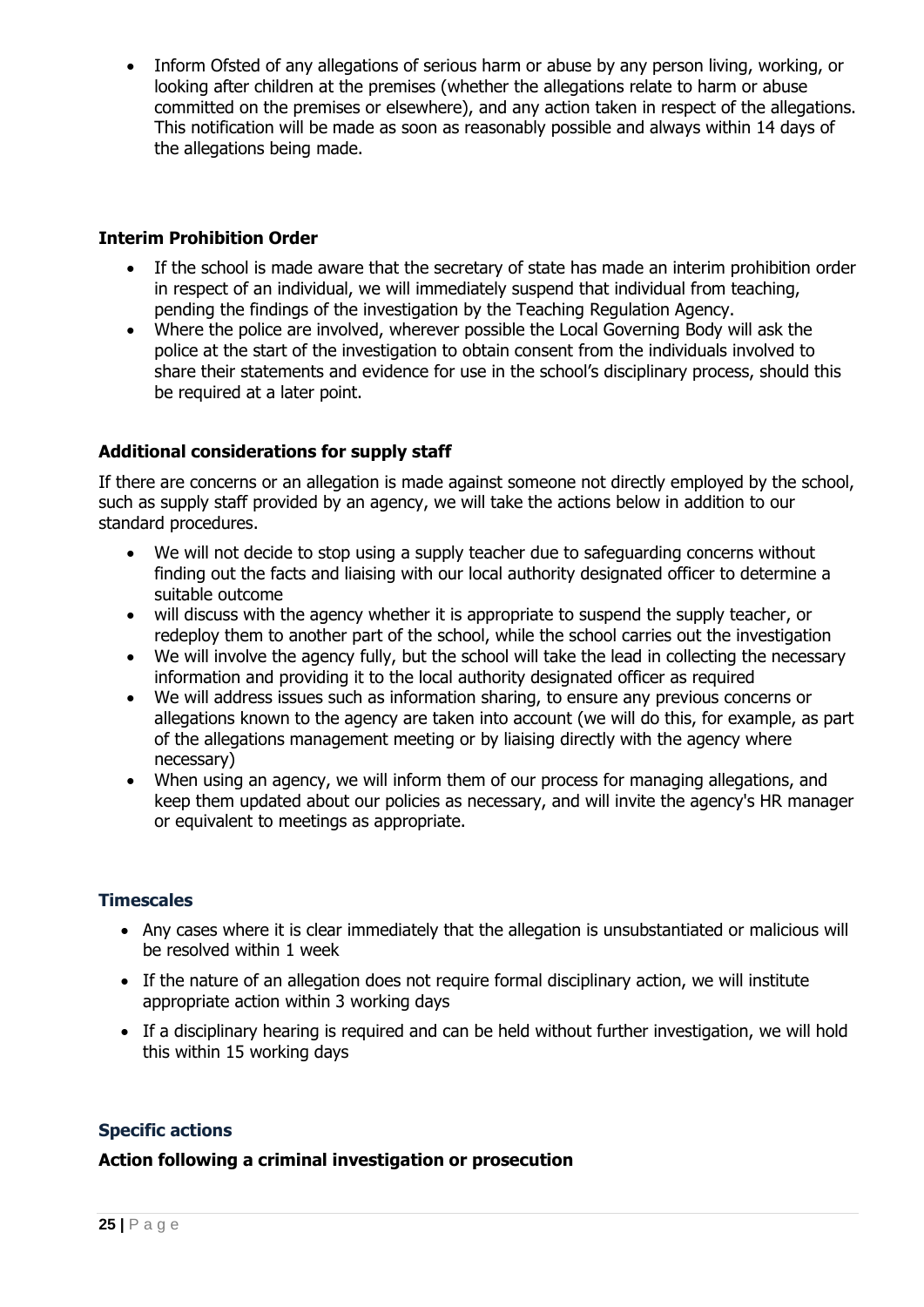- Inform Ofsted of any allegations of serious harm or abuse by any person living, working, or looking after children at the premises (whether the allegations relate to harm or abuse committed on the premises or elsewhere), and any action taken in respect of the allegations. This notification will be made as soon as reasonably possible and always within 14 days of the allegations being made.

### Interim Prohibition Order

- If the school is made aware that the secretary of state has made an interim prohibition order in respect of an individual, we will immediately suspend that individual from teaching, pending the findings of the investigation by the Teaching Regulation Agency.
- Where the police are involved, wherever possible the Local Governing Body will ask the police at the start of the investigation to obtain consent from the individuals involved to share their statements and evidence for use in the school's disciplinary process, should this be required at a later point.

### Additional considerations for supply staff

If there are concerns or an allegation is made against someone not directly employed by the school, such as supply staff provided by an agency, we will take the actions below in addition to our standard procedures.

- We will not decide to stop using a supply teacher due to safeguarding concerns without finding out the facts and liaising with our local authority designated officer to determine a suitable outcome
- will discuss with the agency whether it is appropriate to suspend the supply teacher, or redeploy them to another part of the school, while the school carries out the investigation
- We will involve the agency fully, but the school will take the lead in collecting the necessary information and providing it to the local authority designated officer as required
- We will address issues such as information sharing, to ensure any previous concerns or allegations known to the agency are taken into account (we will do this, for example, as part of the allegations management meeting or by liaising directly with the agency where necessary)
- When using an agency, we will inform them of our process for managing allegations, and keep them updated about our policies as necessary, and will invite the agency's HR manager or equivalent to meetings as appropriate.

### Timescales

- Any cases where it is clear immediately that the allegation is unsubstantiated or malicious will be resolved within 1 week
- If the nature of an allegation does not require formal disciplinary action, we will institute appropriate action within 3 working days
- If a disciplinary hearing is required and can be held without further investigation, we will hold this within 15 working days

### Specific actions

### Action following a criminal investigation or prosecution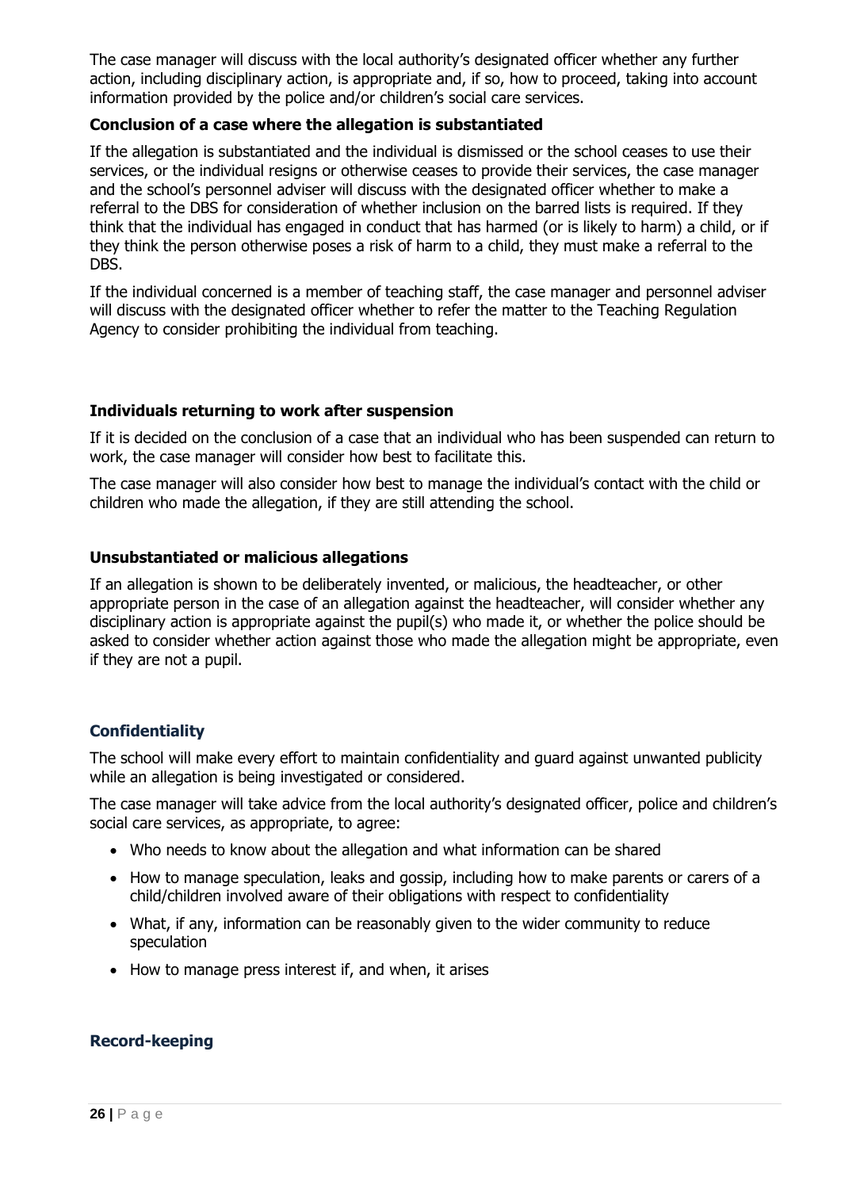The case manager will discuss with the local authority's designated officer whether any further action, including disciplinary action, is appropriate and, if so, how to proceed, taking into account information provided by the police and/or children's social care services.

**Conclusion of a case where the allegation is substantiated**

If the allegation is substantiated and the individual is dismissed or the school ceases to use their services, or the individual resigns or otherwise ceases to provide their services, the case manager and the school's personnel adviser will discuss with the designated officer whether to make a referral to the DBS for consideration of whether inclusion on the barred lists is required. If they think that the individual has engaged in conduct that has harmed (or is likely to harm) a child, or if they think the person otherwise poses a risk of harm to a child, they must make a referral to the DBS.

If the individual concerned is a member of teaching staff, the case manager and personnel adviser will discuss with the designated officer whether to refer the matter to the Teaching Regulation Agency to consider prohibiting the individual from teaching.

**Individuals returning to work after suspension**

If it is decided on the conclusion of a case that an individual who has been suspended can return to work, the case manager will consider how best to facilitate this.

The case manager will also consider how best to manage the individual's contact with the child or children who made the allegation, if they are still attending the school.

**Unsubstantiated or malicious allegations**

If an allegation is shown to be deliberately invented, or malicious, the headteacher, or other appropriate person in the case of an allegation against the headteacher, will consider whether any disciplinary action is appropriate against the pupil(s) who made it, or whether the police should be asked to consider whether action against those who made the allegation might be appropriate, even if they are not a pupil.

### Confidentiality

The school will make every effort to maintain confidentiality and guard against unwanted publicity while an allegation is being investigated or considered.

The case manager will take advice from the local authority's designated officer, police and children's social care services, as appropriate, to agree:

- Who needs to know about the allegation and what information can be shared
- How to manage speculation, leaks and gossip, including how to make parents or carers of a child/children involved aware of their obligations with respect to confidentiality
- What, if any, information can be reasonably given to the wider community to reduce speculation
- How to manage press interest if, and when, it arises

### Record-keeping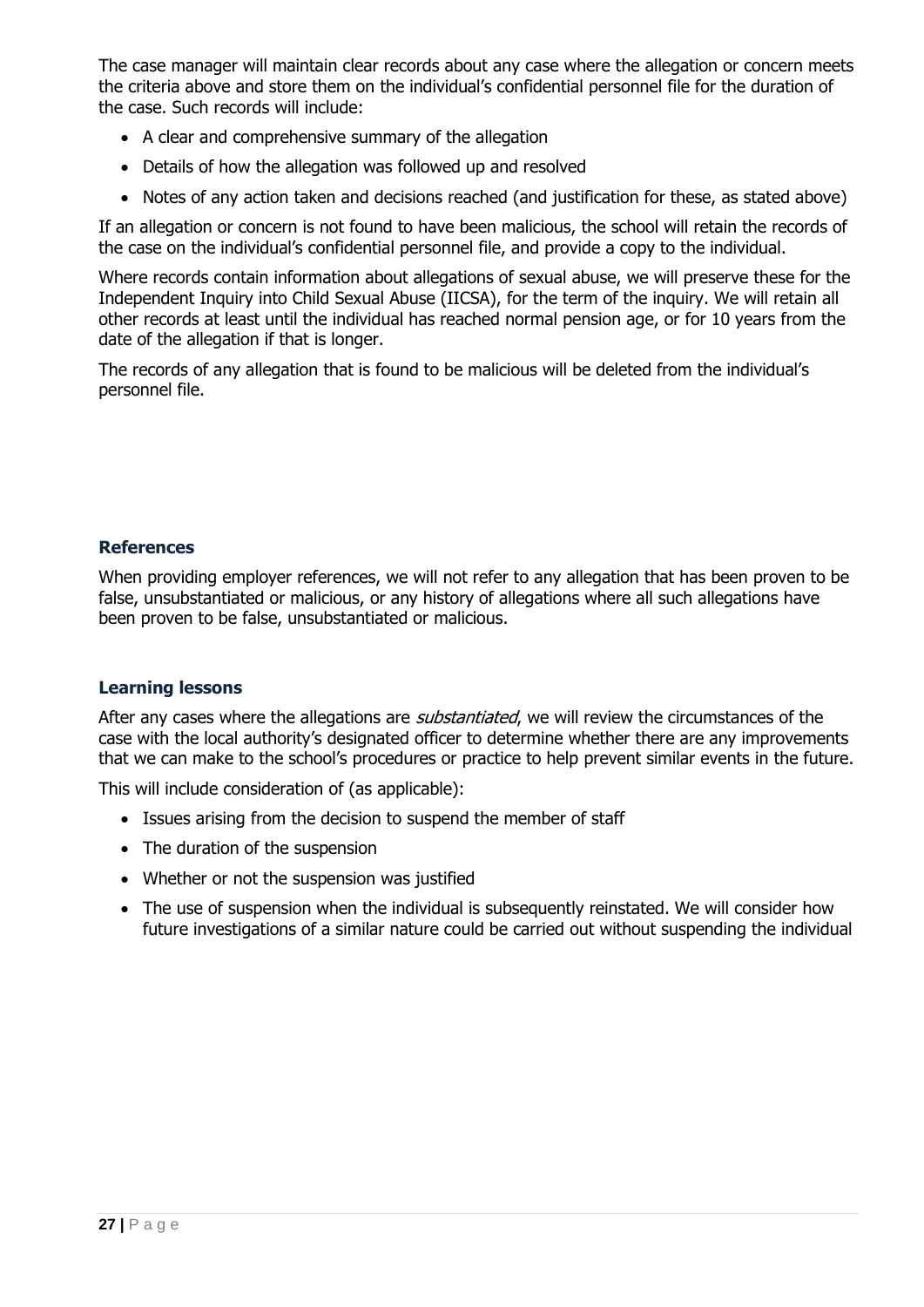The case manager will maintain clear records about any case where the allegation or concern meets the criteria above and store them on the individual's confidential personnel file for the duration of the case. Such records will include:

- A clear and comprehensive summary of the allegation
- Details of how the allegation was followed up and resolved
- Notes of any action taken and decisions reached (and justification for these, as stated above)

If an allegation or concern is not found to have been malicious, the school will retain the records of the case on the individual's confidential personnel file, and provide a copy to the individual.

Where records contain information about allegations of sexual abuse, we will preserve these for the Independent Inquiry into Child Sexual Abuse (IICSA), for the term of the inquiry. We will retain all other records at least until the individual has reached normal pension age, or for 10 years from the date of the allegation if that is longer.

The records of any allegation that is found to be malicious will be deleted from the individual's personnel file.

### References

When providing employer references, we will not refer to any allegation that has been proven to be false, unsubstantiated or malicious, or any history of allegations where all such allegations have been proven to be false, unsubstantiated or malicious.

### Learning lessons

After any cases where the allegations are *substantiated*, we will review the circumstances of the case with the local authority's designated officer to determine whether there are any improvements that we can make to the school's procedures or practice to help prevent similar events in the future.

This will include consideration of (as applicable):

- Issues arising from the decision to suspend the member of staff
- The duration of the suspension
- Whether or not the suspension was justified
- The use of suspension when the individual is subsequently reinstated. We will consider how future investigations of a similar nature could be carried out without suspending the individual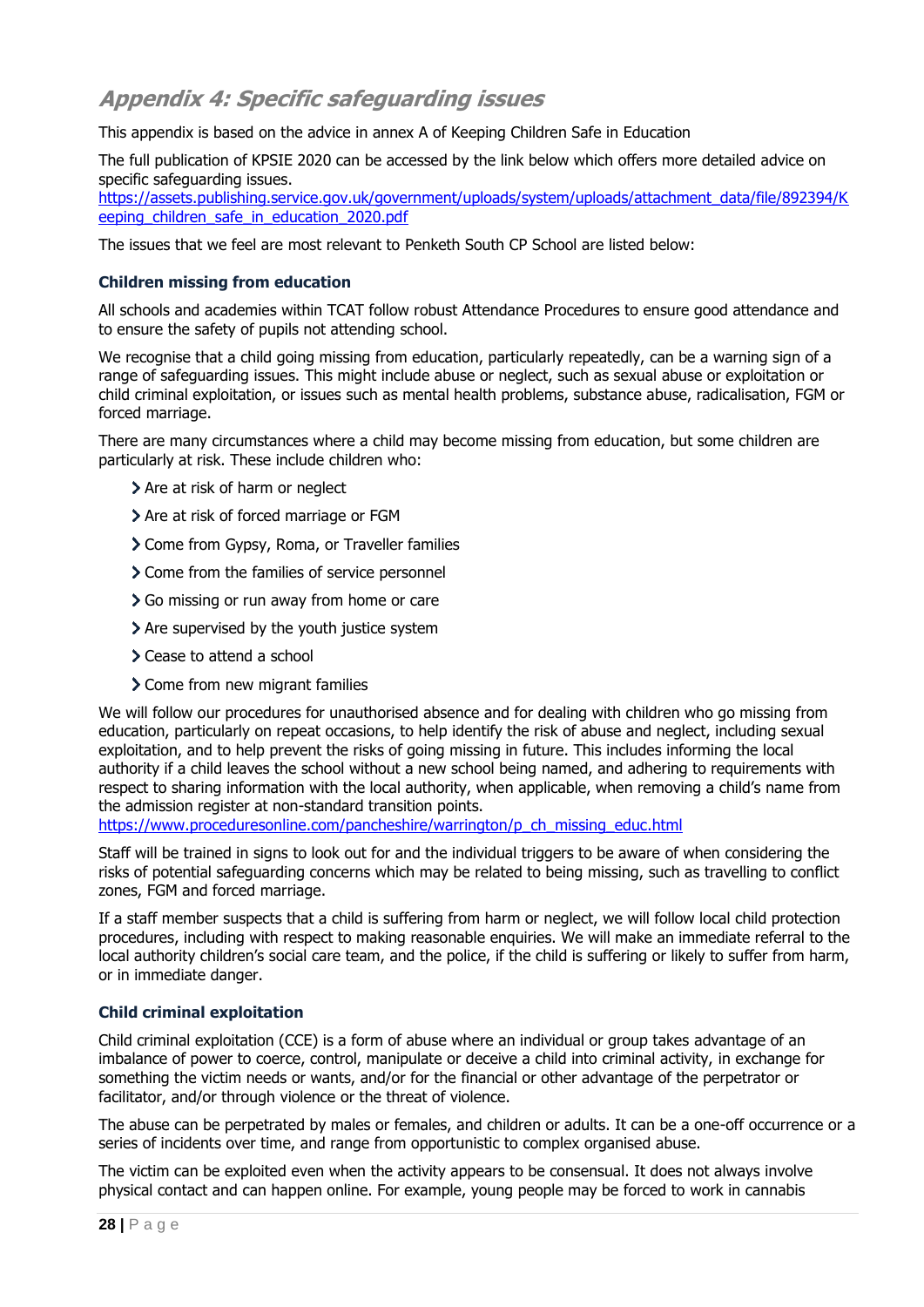## Appendix 4: Specific safeguarding issues

This appendix is based on the advice in annex A of Keeping Children Safe in Education

The full publication of KPSIE 2020 can be accessed by the link below which offers more detailed advice on specific safeguarding issues.
https://assets.publishing.service.gov.uk/government/uploads/system/uploads/attachment_data/file/892394/Keeping_children_safe_in_education_2020.pdf

The issues that we feel are most relevant to Penketh South CP School are listed below:

### Children missing from education

All schools and academies within TCAT follow robust Attendance Procedures to ensure good attendance and to ensure the safety of pupils not attending school.

We recognise that a child going missing from education, particularly repeatedly, can be a warning sign of a range of safeguarding issues. This might include abuse or neglect, such as sexual abuse or exploitation or child criminal exploitation, or issues such as mental health problems, substance abuse, radicalisation, FGM or forced marriage.

There are many circumstances where a child may become missing from education, but some children are particularly at risk. These include children who:

- Are at risk of harm or neglect
- Are at risk of forced marriage or FGM
- Come from Gypsy, Roma, or Traveller families
- Come from the families of service personnel
- Go missing or run away from home or care
- Are supervised by the youth justice system
- Cease to attend a school
- Come from new migrant families

We will follow our procedures for unauthorised absence and for dealing with children who go missing from education, particularly on repeat occasions, to help identify the risk of abuse and neglect, including sexual exploitation, and to help prevent the risks of going missing in future. This includes informing the local authority if a child leaves the school without a new school being named, and adhering to requirements with respect to sharing information with the local authority, when applicable, when removing a child's name from the admission register at non-standard transition points.
https://www.proceduresonline.com/pancheshire/warrington/p_ch_missing_educ.html

Staff will be trained in signs to look out for and the individual triggers to be aware of when considering the risks of potential safeguarding concerns which may be related to being missing, such as travelling to conflict zones, FGM and forced marriage.

If a staff member suspects that a child is suffering from harm or neglect, we will follow local child protection procedures, including with respect to making reasonable enquiries. We will make an immediate referral to the local authority children's social care team, and the police, if the child is suffering or likely to suffer from harm, or in immediate danger.

### Child criminal exploitation

Child criminal exploitation (CCE) is a form of abuse where an individual or group takes advantage of an imbalance of power to coerce, control, manipulate or deceive a child into criminal activity, in exchange for something the victim needs or wants, and/or for the financial or other advantage of the perpetrator or facilitator, and/or through violence or the threat of violence.

The abuse can be perpetrated by males or females, and children or adults. It can be a one-off occurrence or a series of incidents over time, and range from opportunistic to complex organised abuse.

The victim can be exploited even when the activity appears to be consensual. It does not always involve physical contact and can happen online. For example, young people may be forced to work in cannabis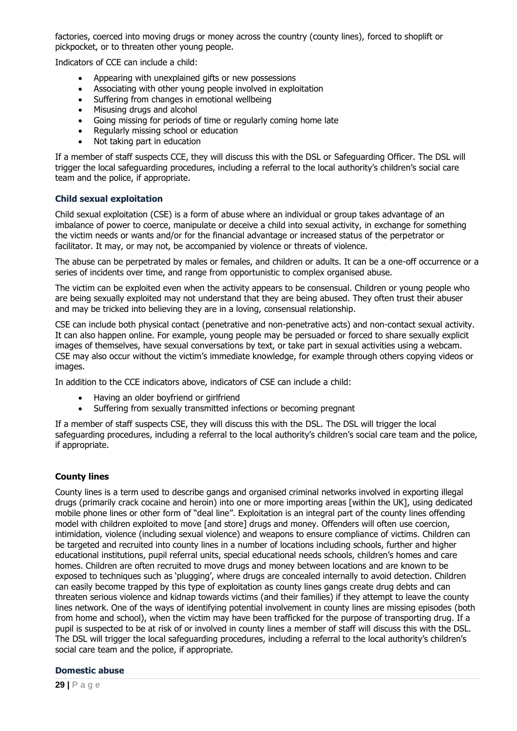factories, coerced into moving drugs or money across the country (county lines), forced to shoplift or pickpocket, or to threaten other young people.

Indicators of CCE can include a child:

- Appearing with unexplained gifts or new possessions
- Associating with other young people involved in exploitation
- Suffering from changes in emotional wellbeing
- Misusing drugs and alcohol
- Going missing for periods of time or regularly coming home late
- Regularly missing school or education
- Not taking part in education

If a member of staff suspects CCE, they will discuss this with the DSL or Safeguarding Officer. The DSL will trigger the local safeguarding procedures, including a referral to the local authority's children's social care team and the police, if appropriate.

#### Child sexual exploitation

Child sexual exploitation (CSE) is a form of abuse where an individual or group takes advantage of an imbalance of power to coerce, manipulate or deceive a child into sexual activity, in exchange for something the victim needs or wants and/or for the financial advantage or increased status of the perpetrator or facilitator. It may, or may not, be accompanied by violence or threats of violence.

The abuse can be perpetrated by males or females, and children or adults. It can be a one-off occurrence or a series of incidents over time, and range from opportunistic to complex organised abuse.

The victim can be exploited even when the activity appears to be consensual. Children or young people who are being sexually exploited may not understand that they are being abused. They often trust their abuser and may be tricked into believing they are in a loving, consensual relationship.

CSE can include both physical contact (penetrative and non-penetrative acts) and non-contact sexual activity. It can also happen online. For example, young people may be persuaded or forced to share sexually explicit images of themselves, have sexual conversations by text, or take part in sexual activities using a webcam. CSE may also occur without the victim's immediate knowledge, for example through others copying videos or images.

In addition to the CCE indicators above, indicators of CSE can include a child:

- Having an older boyfriend or girlfriend
- Suffering from sexually transmitted infections or becoming pregnant

If a member of staff suspects CSE, they will discuss this with the DSL. The DSL will trigger the local safeguarding procedures, including a referral to the local authority's children's social care team and the police, if appropriate.

#### County lines

County lines is a term used to describe gangs and organised criminal networks involved in exporting illegal drugs (primarily crack cocaine and heroin) into one or more importing areas [within the UK], using dedicated mobile phone lines or other form of "deal line". Exploitation is an integral part of the county lines offending model with children exploited to move [and store] drugs and money. Offenders will often use coercion, intimidation, violence (including sexual violence) and weapons to ensure compliance of victims. Children can be targeted and recruited into county lines in a number of locations including schools, further and higher educational institutions, pupil referral units, special educational needs schools, children's homes and care homes. Children are often recruited to move drugs and money between locations and are known to be exposed to techniques such as 'plugging', where drugs are concealed internally to avoid detection. Children can easily become trapped by this type of exploitation as county lines gangs create drug debts and can threaten serious violence and kidnap towards victims (and their families) if they attempt to leave the county lines network. One of the ways of identifying potential involvement in county lines are missing episodes (both from home and school), when the victim may have been trafficked for the purpose of transporting drug. If a pupil is suspected to be at risk of or involved in county lines a member of staff will discuss this with the DSL. The DSL will trigger the local safeguarding procedures, including a referral to the local authority's children's social care team and the police, if appropriate.

#### Domestic abuse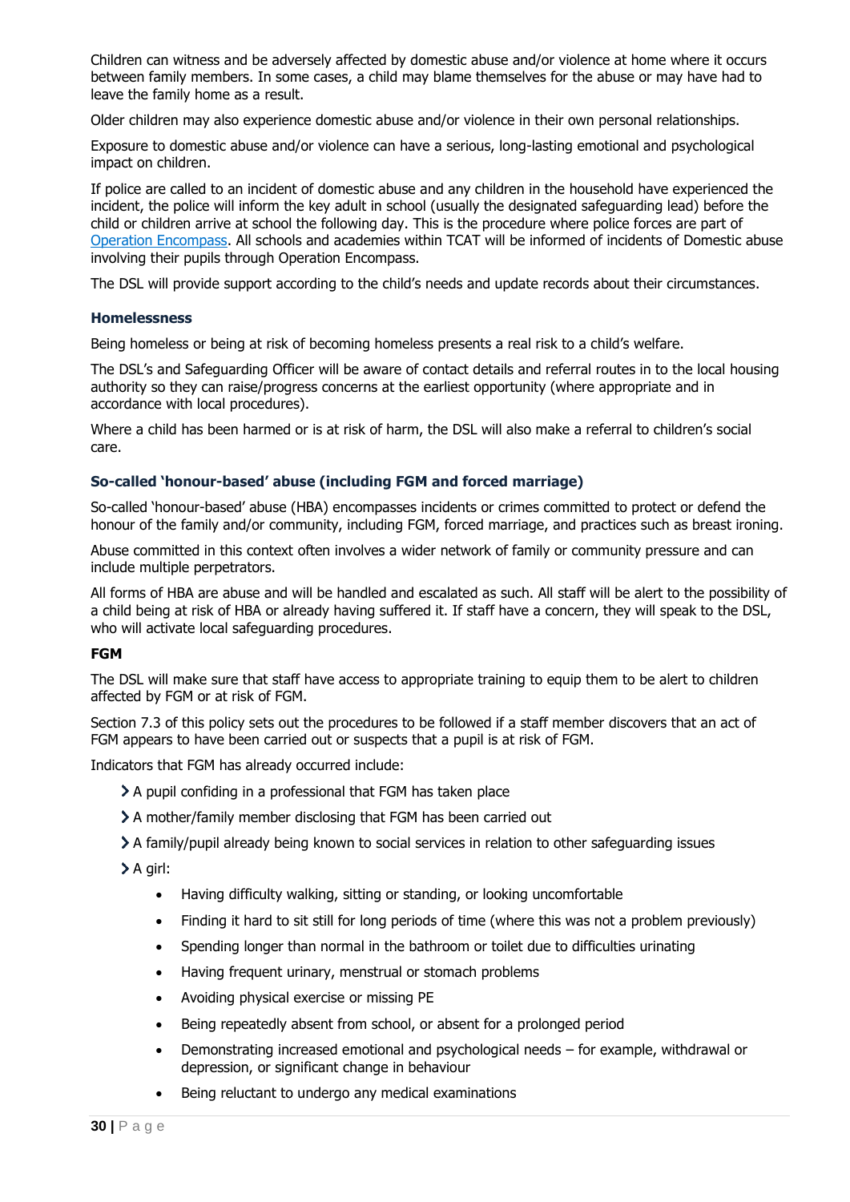Children can witness and be adversely affected by domestic abuse and/or violence at home where it occurs between family members. In some cases, a child may blame themselves for the abuse or may have had to leave the family home as a result.

Older children may also experience domestic abuse and/or violence in their own personal relationships.

Exposure to domestic abuse and/or violence can have a serious, long-lasting emotional and psychological impact on children.

If police are called to an incident of domestic abuse and any children in the household have experienced the incident, the police will inform the key adult in school (usually the designated safeguarding lead) before the child or children arrive at school the following day. This is the procedure where police forces are part of Operation Encompass. All schools and academies within TCAT will be informed of incidents of Domestic abuse involving their pupils through Operation Encompass.

The DSL will provide support according to the child's needs and update records about their circumstances.

### Homelessness

Being homeless or being at risk of becoming homeless presents a real risk to a child's welfare.

The DSL's and Safeguarding Officer will be aware of contact details and referral routes in to the local housing authority so they can raise/progress concerns at the earliest opportunity (where appropriate and in accordance with local procedures).

Where a child has been harmed or is at risk of harm, the DSL will also make a referral to children's social care.

### So-called 'honour-based' abuse (including FGM and forced marriage)

So-called 'honour-based' abuse (HBA) encompasses incidents or crimes committed to protect or defend the honour of the family and/or community, including FGM, forced marriage, and practices such as breast ironing.

Abuse committed in this context often involves a wider network of family or community pressure and can include multiple perpetrators.

All forms of HBA are abuse and will be handled and escalated as such. All staff will be alert to the possibility of a child being at risk of HBA or already having suffered it. If staff have a concern, they will speak to the DSL, who will activate local safeguarding procedures.

#### FGM

The DSL will make sure that staff have access to appropriate training to equip them to be alert to children affected by FGM or at risk of FGM.

Section 7.3 of this policy sets out the procedures to be followed if a staff member discovers that an act of FGM appears to have been carried out or suspects that a pupil is at risk of FGM.

Indicators that FGM has already occurred include:

- A pupil confiding in a professional that FGM has taken place
- A mother/family member disclosing that FGM has been carried out
- A family/pupil already being known to social services in relation to other safeguarding issues
- A girl:
  - Having difficulty walking, sitting or standing, or looking uncomfortable
  - Finding it hard to sit still for long periods of time (where this was not a problem previously)
  - Spending longer than normal in the bathroom or toilet due to difficulties urinating
  - Having frequent urinary, menstrual or stomach problems
  - Avoiding physical exercise or missing PE
  - Being repeatedly absent from school, or absent for a prolonged period
  - Demonstrating increased emotional and psychological needs – for example, withdrawal or depression, or significant change in behaviour
  - Being reluctant to undergo any medical examinations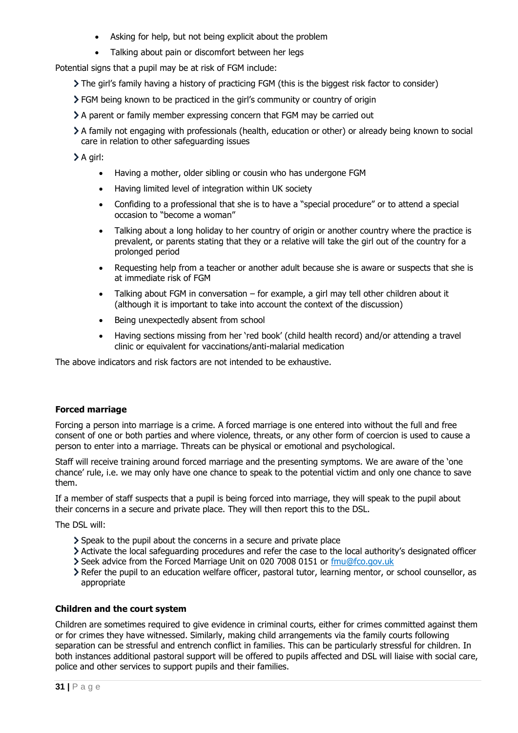- Asking for help, but not being explicit about the problem
- Talking about pain or discomfort between her legs

Potential signs that a pupil may be at risk of FGM include:

- The girl's family having a history of practicing FGM (this is the biggest risk factor to consider)
- FGM being known to be practiced in the girl's community or country of origin
- A parent or family member expressing concern that FGM may be carried out
- A family not engaging with professionals (health, education or other) or already being known to social care in relation to other safeguarding issues
- A girl:
  - Having a mother, older sibling or cousin who has undergone FGM
  - Having limited level of integration within UK society
  - Confiding to a professional that she is to have a "special procedure" or to attend a special occasion to "become a woman"
  - Talking about a long holiday to her country of origin or another country where the practice is prevalent, or parents stating that they or a relative will take the girl out of the country for a prolonged period
  - Requesting help from a teacher or another adult because she is aware or suspects that she is at immediate risk of FGM
  - Talking about FGM in conversation – for example, a girl may tell other children about it (although it is important to take into account the context of the discussion)
  - Being unexpectedly absent from school
  - Having sections missing from her 'red book' (child health record) and/or attending a travel clinic or equivalent for vaccinations/anti-malarial medication

The above indicators and risk factors are not intended to be exhaustive.

**Forced marriage**

Forcing a person into marriage is a crime. A forced marriage is one entered into without the full and free consent of one or both parties and where violence, threats, or any other form of coercion is used to cause a person to enter into a marriage. Threats can be physical or emotional and psychological.

Staff will receive training around forced marriage and the presenting symptoms. We are aware of the 'one chance' rule, i.e. we may only have one chance to speak to the potential victim and only one chance to save them.

If a member of staff suspects that a pupil is being forced into marriage, they will speak to the pupil about their concerns in a secure and private place. They will then report this to the DSL.

The DSL will:

- Speak to the pupil about the concerns in a secure and private place
- Activate the local safeguarding procedures and refer the case to the local authority's designated officer
- Seek advice from the Forced Marriage Unit on 020 7008 0151 or [fmu@fco.gov.uk](mailto:fmu@fco.gov.uk)
- Refer the pupil to an education welfare officer, pastoral tutor, learning mentor, or school counsellor, as appropriate

**Children and the court system**

Children are sometimes required to give evidence in criminal courts, either for crimes committed against them or for crimes they have witnessed. Similarly, making child arrangements via the family courts following separation can be stressful and entrench conflict in families. This can be particularly stressful for children. In both instances additional pastoral support will be offered to pupils affected and DSL will liaise with social care, police and other services to support pupils and their families.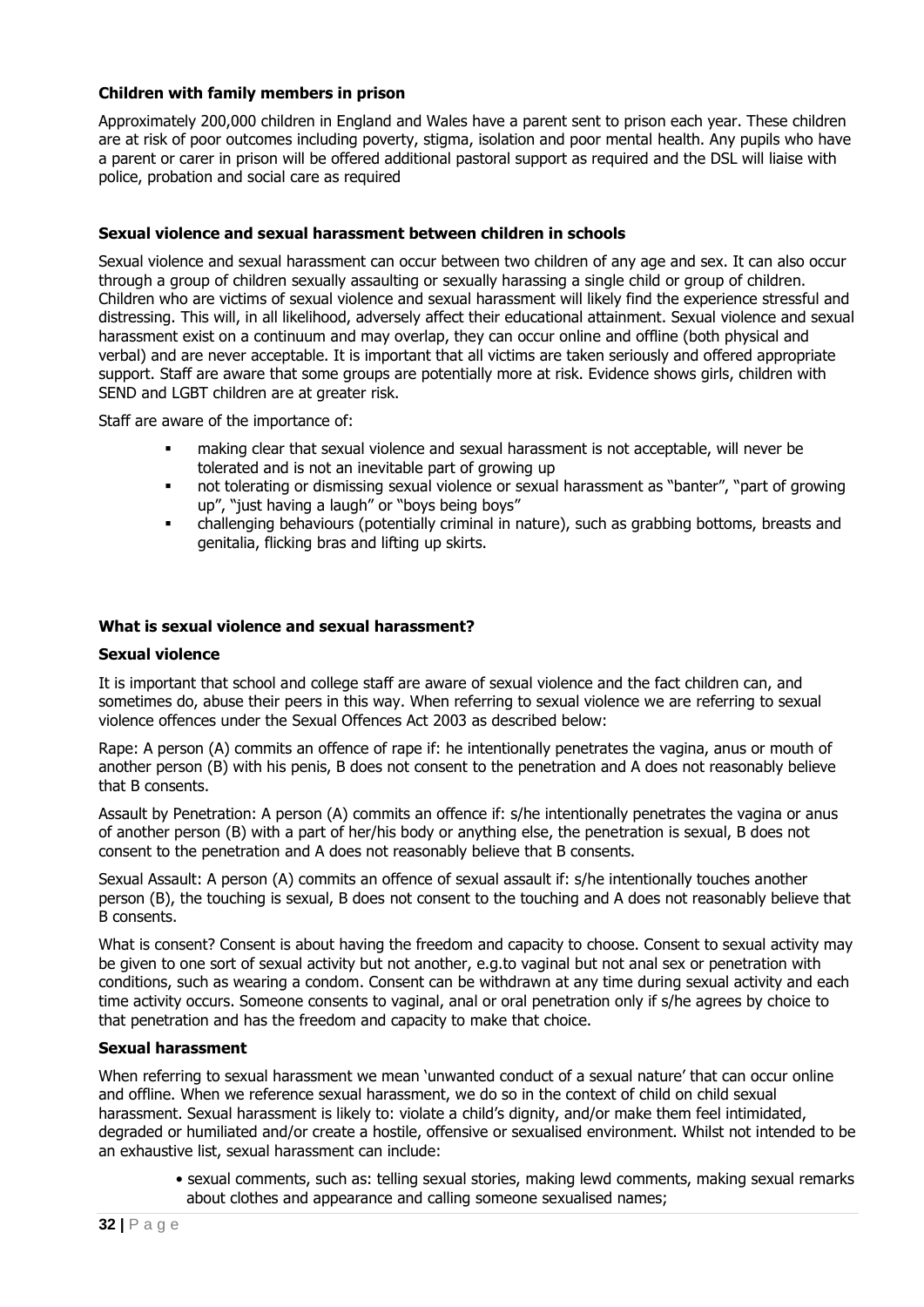### Children with family members in prison

Approximately 200,000 children in England and Wales have a parent sent to prison each year. These children are at risk of poor outcomes including poverty, stigma, isolation and poor mental health. Any pupils who have a parent or carer in prison will be offered additional pastoral support as required and the DSL will liaise with police, probation and social care as required

### Sexual violence and sexual harassment between children in schools

Sexual violence and sexual harassment can occur between two children of any age and sex. It can also occur through a group of children sexually assaulting or sexually harassing a single child or group of children. Children who are victims of sexual violence and sexual harassment will likely find the experience stressful and distressing. This will, in all likelihood, adversely affect their educational attainment. Sexual violence and sexual harassment exist on a continuum and may overlap, they can occur online and offline (both physical and verbal) and are never acceptable. It is important that all victims are taken seriously and offered appropriate support. Staff are aware that some groups are potentially more at risk. Evidence shows girls, children with SEND and LGBT children are at greater risk.

Staff are aware of the importance of:

- making clear that sexual violence and sexual harassment is not acceptable, will never be tolerated and is not an inevitable part of growing up
- not tolerating or dismissing sexual violence or sexual harassment as "banter", "part of growing up", "just having a laugh" or "boys being boys"
- challenging behaviours (potentially criminal in nature), such as grabbing bottoms, breasts and genitalia, flicking bras and lifting up skirts.

### What is sexual violence and sexual harassment?

#### Sexual violence

It is important that school and college staff are aware of sexual violence and the fact children can, and sometimes do, abuse their peers in this way. When referring to sexual violence we are referring to sexual violence offences under the Sexual Offences Act 2003 as described below:

Rape: A person (A) commits an offence of rape if: he intentionally penetrates the vagina, anus or mouth of another person (B) with his penis, B does not consent to the penetration and A does not reasonably believe that B consents.

Assault by Penetration: A person (A) commits an offence if: s/he intentionally penetrates the vagina or anus of another person (B) with a part of her/his body or anything else, the penetration is sexual, B does not consent to the penetration and A does not reasonably believe that B consents.

Sexual Assault: A person (A) commits an offence of sexual assault if: s/he intentionally touches another person (B), the touching is sexual, B does not consent to the touching and A does not reasonably believe that B consents.

What is consent? Consent is about having the freedom and capacity to choose. Consent to sexual activity may be given to one sort of sexual activity but not another, e.g.to vaginal but not anal sex or penetration with conditions, such as wearing a condom. Consent can be withdrawn at any time during sexual activity and each time activity occurs. Someone consents to vaginal, anal or oral penetration only if s/he agrees by choice to that penetration and has the freedom and capacity to make that choice.

#### Sexual harassment

When referring to sexual harassment we mean 'unwanted conduct of a sexual nature' that can occur online and offline. When we reference sexual harassment, we do so in the context of child on child sexual harassment. Sexual harassment is likely to: violate a child's dignity, and/or make them feel intimidated, degraded or humiliated and/or create a hostile, offensive or sexualised environment. Whilst not intended to be an exhaustive list, sexual harassment can include:

- sexual comments, such as: telling sexual stories, making lewd comments, making sexual remarks about clothes and appearance and calling someone sexualised names;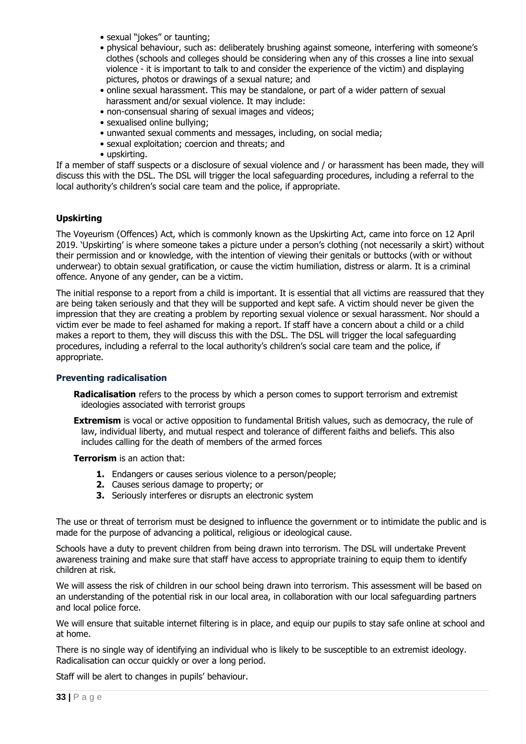- sexual "jokes" or taunting;
- physical behaviour, such as: deliberately brushing against someone, interfering with someone's clothes (schools and colleges should be considering when any of this crosses a line into sexual violence - it is important to talk to and consider the experience of the victim) and displaying pictures, photos or drawings of a sexual nature; and
- online sexual harassment. This may be standalone, or part of a wider pattern of sexual harassment and/or sexual violence. It may include:
- non-consensual sharing of sexual images and videos;
- sexualised online bullying;
- unwanted sexual comments and messages, including, on social media;
- sexual exploitation; coercion and threats; and
- upskirting.

If a member of staff suspects or a disclosure of sexual violence and / or harassment has been made, they will discuss this with the DSL. The DSL will trigger the local safeguarding procedures, including a referral to the local authority's children's social care team and the police, if appropriate.

### Upskirting

The Voyeurism (Offences) Act, which is commonly known as the Upskirting Act, came into force on 12 April 2019. 'Upskirting' is where someone takes a picture under a person's clothing (not necessarily a skirt) without their permission and or knowledge, with the intention of viewing their genitals or buttocks (with or without underwear) to obtain sexual gratification, or cause the victim humiliation, distress or alarm. It is a criminal offence. Anyone of any gender, can be a victim.

The initial response to a report from a child is important. It is essential that all victims are reassured that they are being taken seriously and that they will be supported and kept safe. A victim should never be given the impression that they are creating a problem by reporting sexual violence or sexual harassment. Nor should a victim ever be made to feel ashamed for making a report. If staff have a concern about a child or a child makes a report to them, they will discuss this with the DSL. The DSL will trigger the local safeguarding procedures, including a referral to the local authority's children's social care team and the police, if appropriate.

### Preventing radicalisation

**Radicalisation** refers to the process by which a person comes to support terrorism and extremist ideologies associated with terrorist groups

**Extremism** is vocal or active opposition to fundamental British values, such as democracy, the rule of law, individual liberty, and mutual respect and tolerance of different faiths and beliefs. This also includes calling for the death of members of the armed forces

**Terrorism** is an action that:

1. Endangers or causes serious violence to a person/people;
2. Causes serious damage to property; or
3. Seriously interferes or disrupts an electronic system

The use or threat of terrorism must be designed to influence the government or to intimidate the public and is made for the purpose of advancing a political, religious or ideological cause.

Schools have a duty to prevent children from being drawn into terrorism. The DSL will undertake Prevent awareness training and make sure that staff have access to appropriate training to equip them to identify children at risk.

We will assess the risk of children in our school being drawn into terrorism. This assessment will be based on an understanding of the potential risk in our local area, in collaboration with our local safeguarding partners and local police force.

We will ensure that suitable internet filtering is in place, and equip our pupils to stay safe online at school and at home.

There is no single way of identifying an individual who is likely to be susceptible to an extremist ideology. Radicalisation can occur quickly or over a long period.

Staff will be alert to changes in pupils' behaviour.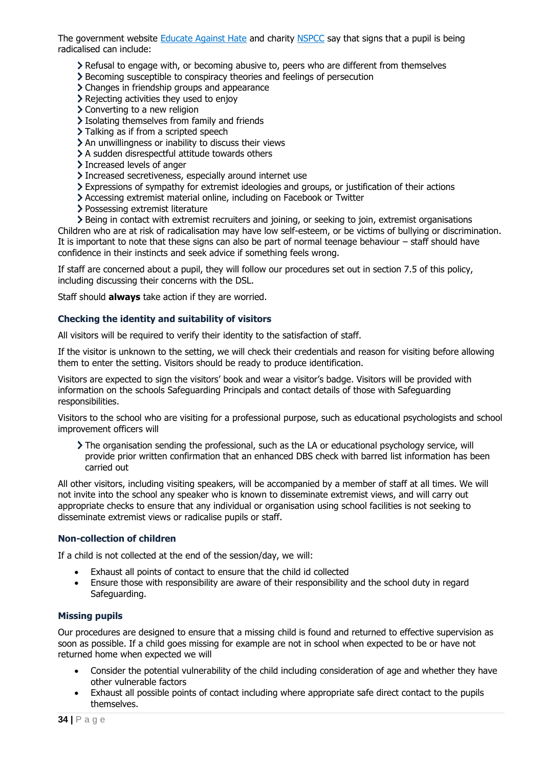The government website Educate Against Hate and charity NSPCC say that signs that a pupil is being radicalised can include:

- Refusal to engage with, or becoming abusive to, peers who are different from themselves
- Becoming susceptible to conspiracy theories and feelings of persecution
- Changes in friendship groups and appearance
- Rejecting activities they used to enjoy
- Converting to a new religion
- Isolating themselves from family and friends
- Talking as if from a scripted speech
- An unwillingness or inability to discuss their views
- A sudden disrespectful attitude towards others
- Increased levels of anger
- Increased secretiveness, especially around internet use
- Expressions of sympathy for extremist ideologies and groups, or justification of their actions
- Accessing extremist material online, including on Facebook or Twitter
- Possessing extremist literature
- Being in contact with extremist recruiters and joining, or seeking to join, extremist organisations

Children who are at risk of radicalisation may have low self-esteem, or be victims of bullying or discrimination. It is important to note that these signs can also be part of normal teenage behaviour – staff should have confidence in their instincts and seek advice if something feels wrong.

If staff are concerned about a pupil, they will follow our procedures set out in section 7.5 of this policy, including discussing their concerns with the DSL.

Staff should **always** take action if they are worried.

### Checking the identity and suitability of visitors

All visitors will be required to verify their identity to the satisfaction of staff.

If the visitor is unknown to the setting, we will check their credentials and reason for visiting before allowing them to enter the setting. Visitors should be ready to produce identification.

Visitors are expected to sign the visitors' book and wear a visitor's badge. Visitors will be provided with information on the schools Safeguarding Principals and contact details of those with Safeguarding responsibilities.

Visitors to the school who are visiting for a professional purpose, such as educational psychologists and school improvement officers will

- The organisation sending the professional, such as the LA or educational psychology service, will provide prior written confirmation that an enhanced DBS check with barred list information has been carried out

All other visitors, including visiting speakers, will be accompanied by a member of staff at all times. We will not invite into the school any speaker who is known to disseminate extremist views, and will carry out appropriate checks to ensure that any individual or organisation using school facilities is not seeking to disseminate extremist views or radicalise pupils or staff.

### Non-collection of children

If a child is not collected at the end of the session/day, we will:

- Exhaust all points of contact to ensure that the child id collected
- Ensure those with responsibility are aware of their responsibility and the school duty in regard Safeguarding.

### Missing pupils

Our procedures are designed to ensure that a missing child is found and returned to effective supervision as soon as possible. If a child goes missing for example are not in school when expected to be or have not returned home when expected we will

- Consider the potential vulnerability of the child including consideration of age and whether they have other vulnerable factors
- Exhaust all possible points of contact including where appropriate safe direct contact to the pupils themselves.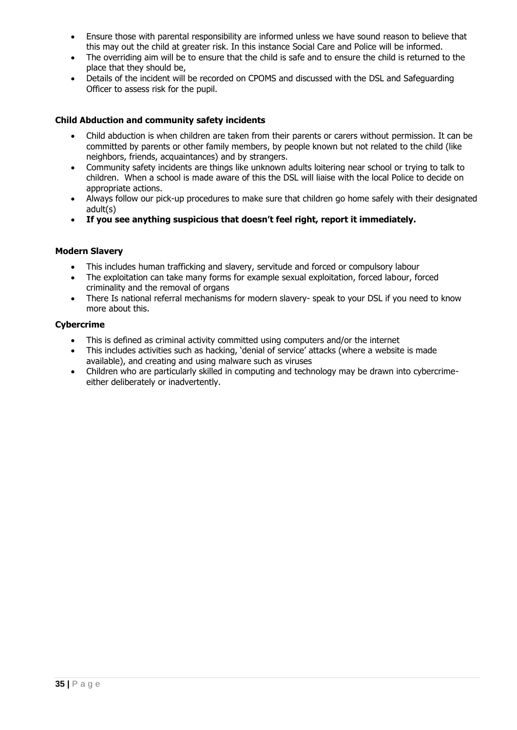- Ensure those with parental responsibility are informed unless we have sound reason to believe that this may out the child at greater risk. In this instance Social Care and Police will be informed.
- The overriding aim will be to ensure that the child is safe and to ensure the child is returned to the place that they should be,
- Details of the incident will be recorded on CPOMS and discussed with the DSL and Safeguarding Officer to assess risk for the pupil.

**Child Abduction and community safety incidents**

- Child abduction is when children are taken from their parents or carers without permission. It can be committed by parents or other family members, by people known but not related to the child (like neighbors, friends, acquaintances) and by strangers.
- Community safety incidents are things like unknown adults loitering near school or trying to talk to children. When a school is made aware of this the DSL will liaise with the local Police to decide on appropriate actions.
- Always follow our pick-up procedures to make sure that children go home safely with their designated adult(s)
- **If you see anything suspicious that doesn't feel right, report it immediately.**

**Modern Slavery**

- This includes human trafficking and slavery, servitude and forced or compulsory labour
- The exploitation can take many forms for example sexual exploitation, forced labour, forced criminality and the removal of organs
- There Is national referral mechanisms for modern slavery- speak to your DSL if you need to know more about this.

**Cybercrime**

- This is defined as criminal activity committed using computers and/or the internet
- This includes activities such as hacking, 'denial of service' attacks (where a website is made available), and creating and using malware such as viruses
- Children who are particularly skilled in computing and technology may be drawn into cybercrime- either deliberately or inadvertently.